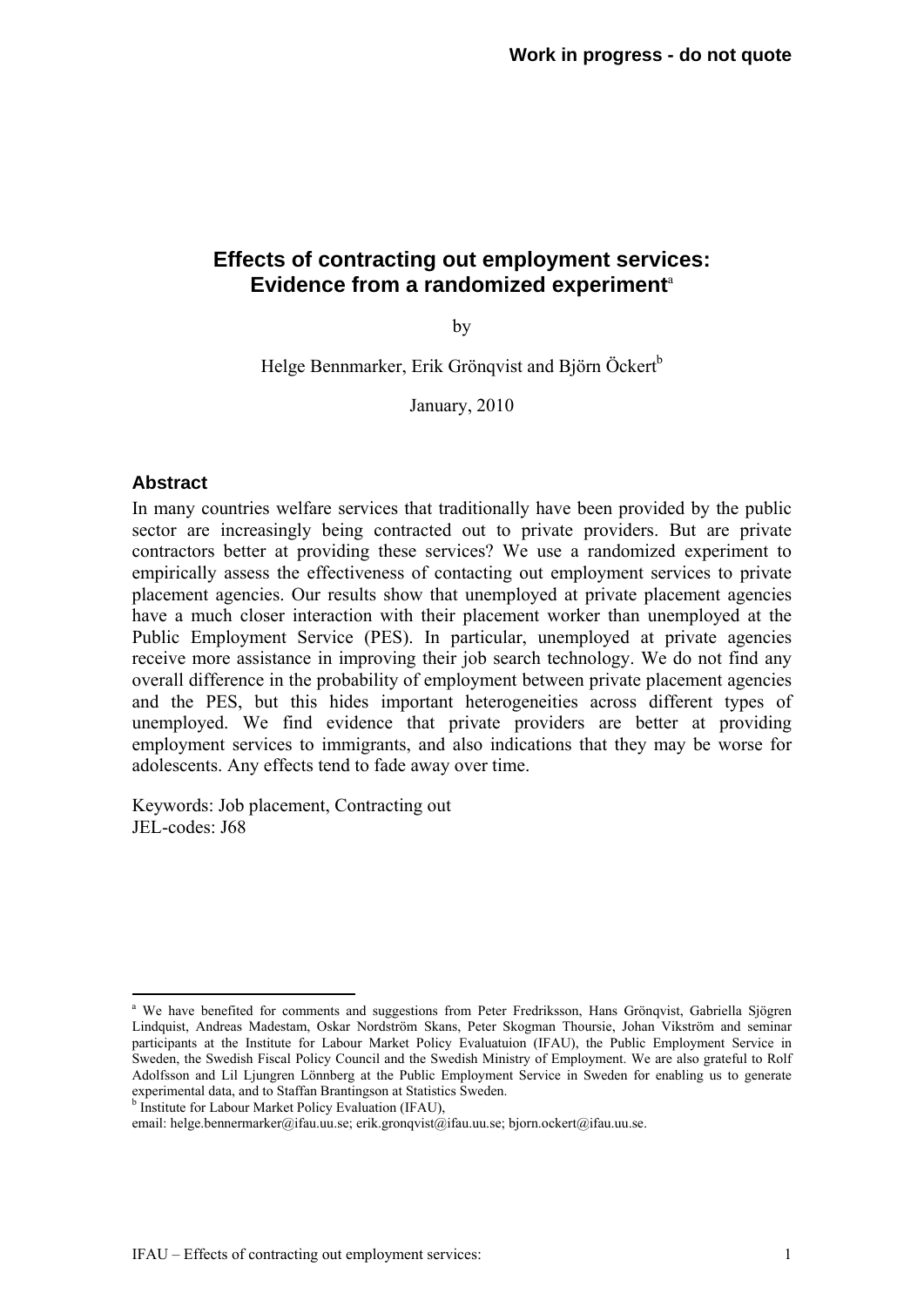Work in progress - do not quote

# Effects of contracting out employment services: Evidence from a randomized experiment[a]

by

Helge Bennmarker, Erik Grönqvist and Björn Öckert[b]

January, 2010

## Abstract

In many countries welfare services that traditionally have been provided by the public sector are increasingly being contracted out to private providers. But are private contractors better at providing these services? We use a randomized experiment to empirically assess the effectiveness of contacting out employment services to private placement agencies. Our results show that unemployed at private placement agencies have a much closer interaction with their placement worker than unemployed at the Public Employment Service (PES). In particular, unemployed at private agencies receive more assistance in improving their job search technology. We do not find any overall difference in the probability of employment between private placement agencies and the PES, but this hides important heterogeneities across different types of unemployed. We find evidence that private providers are better at providing employment services to immigrants, and also indications that they may be worse for adolescents. Any effects tend to fade away over time.

Keywords: Job placement, Contracting out
JEL-codes: J68

---

[a] We have benefited for comments and suggestions from Peter Fredriksson, Hans Grönqvist, Gabriella Sjögren Lindquist, Andreas Madestam, Oskar Nordström Skans, Peter Skogman Thoursie, Johan Vikström and seminar participants at the Institute for Labour Market Policy Evaluatuion (IFAU), the Public Employment Service in Sweden, the Swedish Fiscal Policy Council and the Swedish Ministry of Employment. We are also grateful to Rolf Adolfsson and Lil Ljungren Lönnberg at the Public Employment Service in Sweden for enabling us to generate experimental data, and to Staffan Brantingson at Statistics Sweden.

[b] Institute for Labour Market Policy Evaluation (IFAU),
email: helge.bennermarker@ifau.uu.se; erik.gronqvist@ifau.uu.se; bjorn.ockert@ifau.uu.se.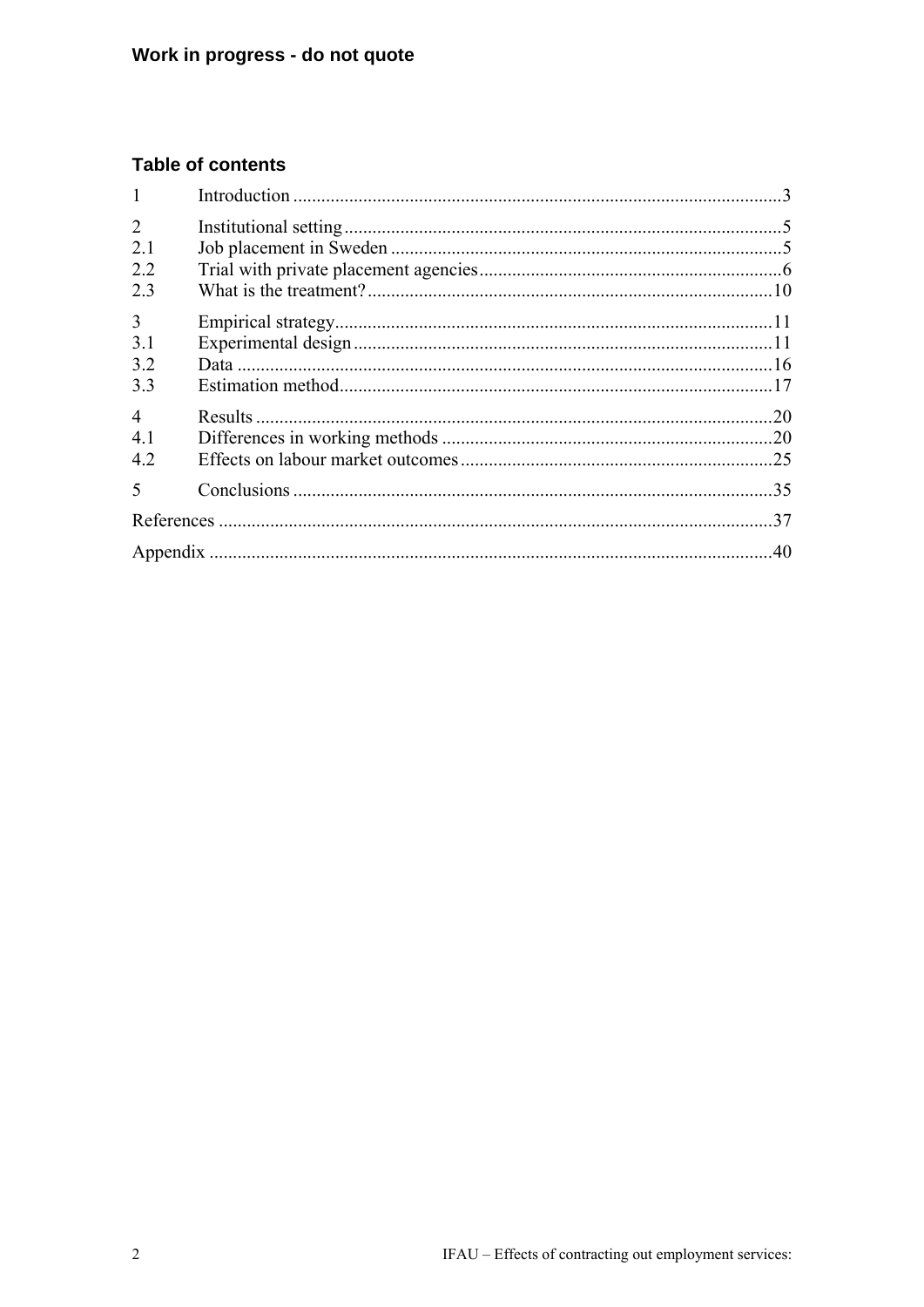Work in progress - do not quote

## Table of contents

| | | |
|---|---|---|
| 1 | Introduction | 3 |
| 2 | Institutional setting | 5 |
| 2.1 | Job placement in Sweden | 5 |
| 2.2 | Trial with private placement agencies | 6 |
| 2.3 | What is the treatment? | 10 |
| 3 | Empirical strategy | 11 |
| 3.1 | Experimental design | 11 |
| 3.2 | Data | 16 |
| 3.3 | Estimation method | 17 |
| 4 | Results | 20 |
| 4.1 | Differences in working methods | 20 |
| 4.2 | Effects on labour market outcomes | 25 |
| 5 | Conclusions | 35 |
| References | | 37 |
| Appendix | | 40 |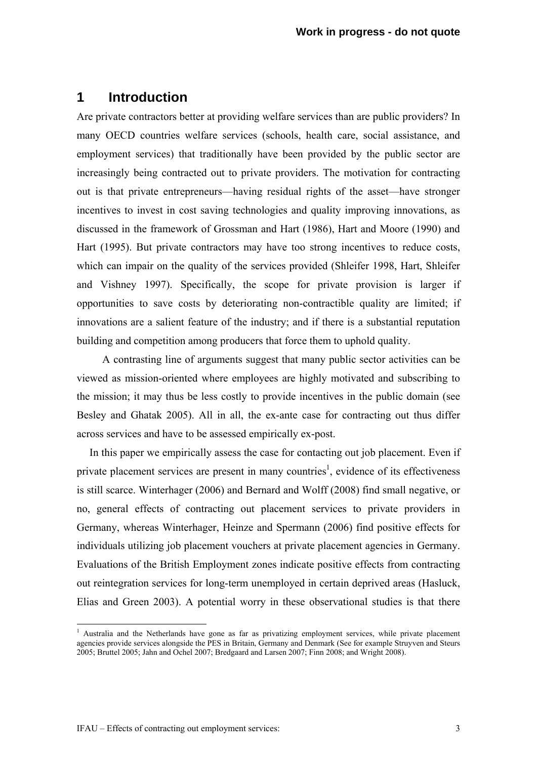# 1 Introduction

Are private contractors better at providing welfare services than are public providers? In many OECD countries welfare services (schools, health care, social assistance, and employment services) that traditionally have been provided by the public sector are increasingly being contracted out to private providers. The motivation for contracting out is that private entrepreneurs—having residual rights of the asset—have stronger incentives to invest in cost saving technologies and quality improving innovations, as discussed in the framework of Grossman and Hart (1986), Hart and Moore (1990) and Hart (1995). But private contractors may have too strong incentives to reduce costs, which can impair on the quality of the services provided (Shleifer 1998, Hart, Shleifer and Vishney 1997). Specifically, the scope for private provision is larger if opportunities to save costs by deteriorating non-contractible quality are limited; if innovations are a salient feature of the industry; and if there is a substantial reputation building and competition among producers that force them to uphold quality.

A contrasting line of arguments suggest that many public sector activities can be viewed as mission-oriented where employees are highly motivated and subscribing to the mission; it may thus be less costly to provide incentives in the public domain (see Besley and Ghatak 2005). All in all, the ex-ante case for contracting out thus differ across services and have to be assessed empirically ex-post.

In this paper we empirically assess the case for contacting out job placement. Even if private placement services are present in many countries[1], evidence of its effectiveness is still scarce. Winterhager (2006) and Bernard and Wolff (2008) find small negative, or no, general effects of contracting out placement services to private providers in Germany, whereas Winterhager, Heinze and Spermann (2006) find positive effects for individuals utilizing job placement vouchers at private placement agencies in Germany. Evaluations of the British Employment zones indicate positive effects from contracting out reintegration services for long-term unemployed in certain deprived areas (Hasluck, Elias and Green 2003). A potential worry in these observational studies is that there

[1] Australia and the Netherlands have gone as far as privatizing employment services, while private placement agencies provide services alongside the PES in Britain, Germany and Denmark (See for example Struyven and Steurs 2005; Bruttel 2005; Jahn and Ochel 2007; Bredgaard and Larsen 2007; Finn 2008; and Wright 2008).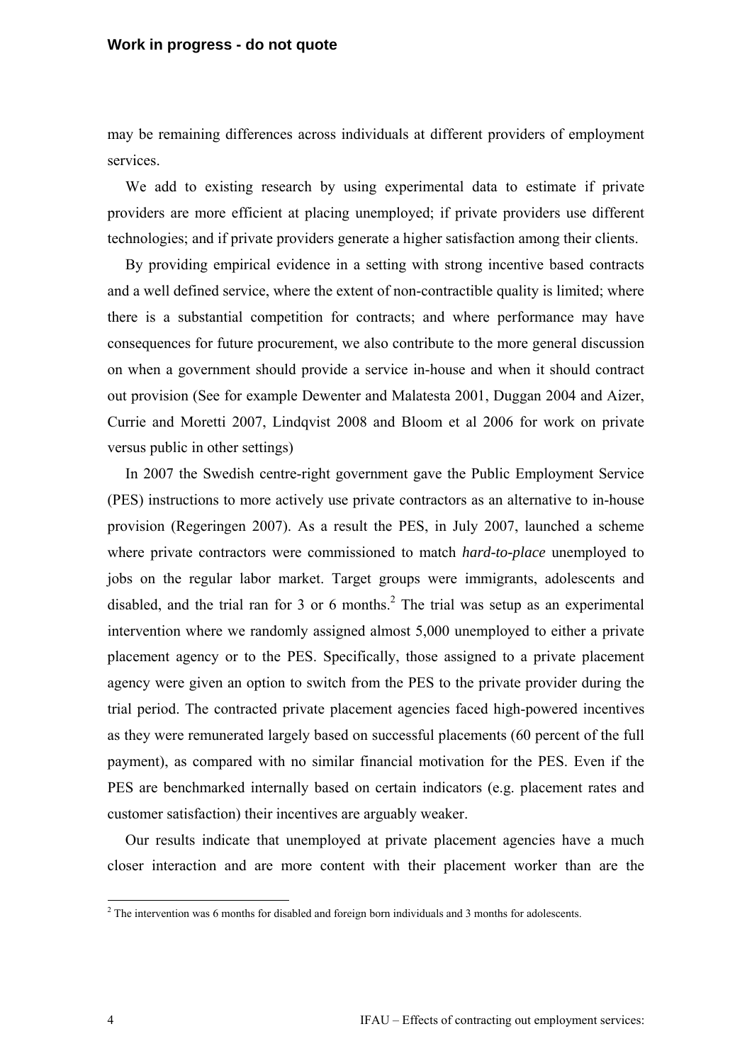may be remaining differences across individuals at different providers of employment services.

We add to existing research by using experimental data to estimate if private providers are more efficient at placing unemployed; if private providers use different technologies; and if private providers generate a higher satisfaction among their clients.

By providing empirical evidence in a setting with strong incentive based contracts and a well defined service, where the extent of non-contractible quality is limited; where there is a substantial competition for contracts; and where performance may have consequences for future procurement, we also contribute to the more general discussion on when a government should provide a service in-house and when it should contract out provision (See for example Dewenter and Malatesta 2001, Duggan 2004 and Aizer, Currie and Moretti 2007, Lindqvist 2008 and Bloom et al 2006 for work on private versus public in other settings)

In 2007 the Swedish centre-right government gave the Public Employment Service (PES) instructions to more actively use private contractors as an alternative to in-house provision (Regeringen 2007). As a result the PES, in July 2007, launched a scheme where private contractors were commissioned to match *hard-to-place* unemployed to jobs on the regular labor market. Target groups were immigrants, adolescents and disabled, and the trial ran for 3 or 6 months.[2] The trial was setup as an experimental intervention where we randomly assigned almost 5,000 unemployed to either a private placement agency or to the PES. Specifically, those assigned to a private placement agency were given an option to switch from the PES to the private provider during the trial period. The contracted private placement agencies faced high-powered incentives as they were remunerated largely based on successful placements (60 percent of the full payment), as compared with no similar financial motivation for the PES. Even if the PES are benchmarked internally based on certain indicators (e.g. placement rates and customer satisfaction) their incentives are arguably weaker.

Our results indicate that unemployed at private placement agencies have a much closer interaction and are more content with their placement worker than are the

[2] The intervention was 6 months for disabled and foreign born individuals and 3 months for adolescents.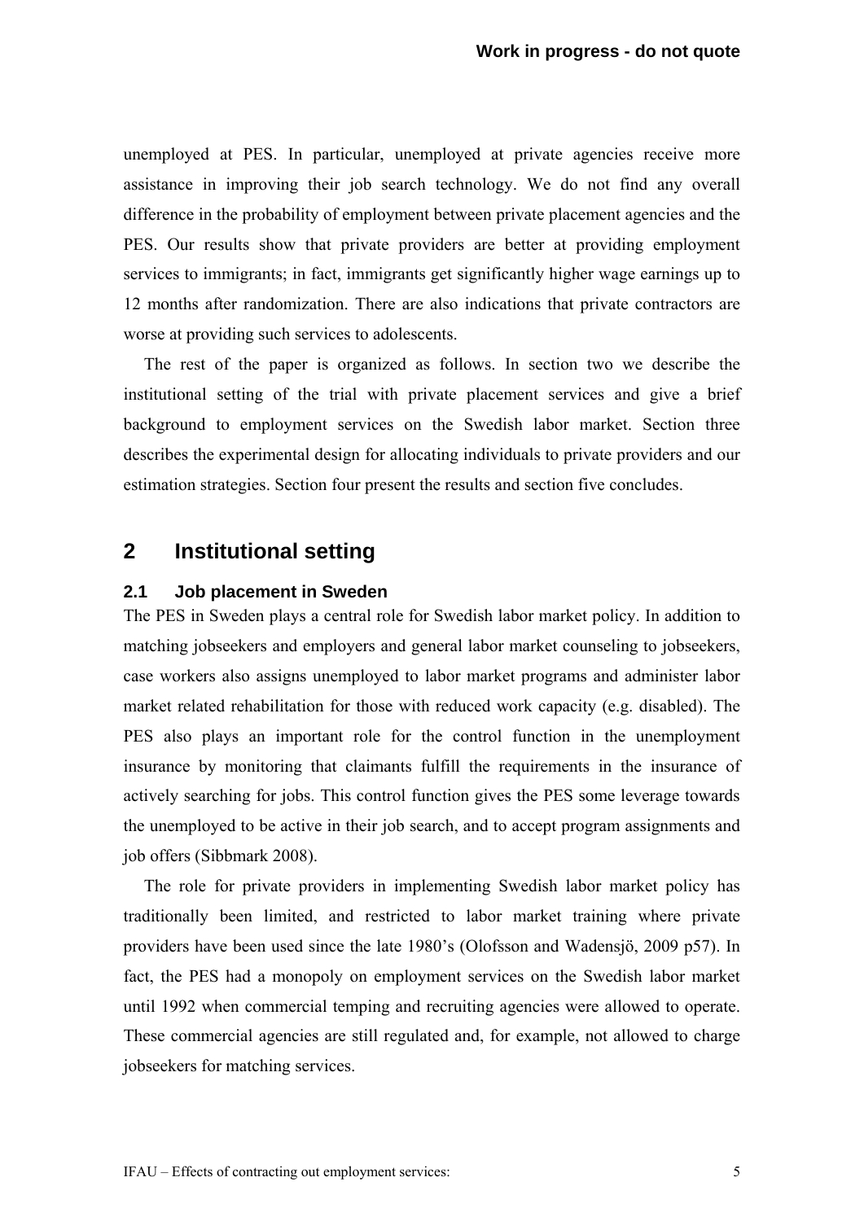unemployed at PES. In particular, unemployed at private agencies receive more assistance in improving their job search technology. We do not find any overall difference in the probability of employment between private placement agencies and the PES. Our results show that private providers are better at providing employment services to immigrants; in fact, immigrants get significantly higher wage earnings up to 12 months after randomization. There are also indications that private contractors are worse at providing such services to adolescents.

The rest of the paper is organized as follows. In section two we describe the institutional setting of the trial with private placement services and give a brief background to employment services on the Swedish labor market. Section three describes the experimental design for allocating individuals to private providers and our estimation strategies. Section four present the results and section five concludes.

## 2 Institutional setting

### 2.1 Job placement in Sweden

The PES in Sweden plays a central role for Swedish labor market policy. In addition to matching jobseekers and employers and general labor market counseling to jobseekers, case workers also assigns unemployed to labor market programs and administer labor market related rehabilitation for those with reduced work capacity (e.g. disabled). The PES also plays an important role for the control function in the unemployment insurance by monitoring that claimants fulfill the requirements in the insurance of actively searching for jobs. This control function gives the PES some leverage towards the unemployed to be active in their job search, and to accept program assignments and job offers (Sibbmark 2008).

The role for private providers in implementing Swedish labor market policy has traditionally been limited, and restricted to labor market training where private providers have been used since the late 1980's (Olofsson and Wadensjö, 2009 p57). In fact, the PES had a monopoly on employment services on the Swedish labor market until 1992 when commercial temping and recruiting agencies were allowed to operate. These commercial agencies are still regulated and, for example, not allowed to charge jobseekers for matching services.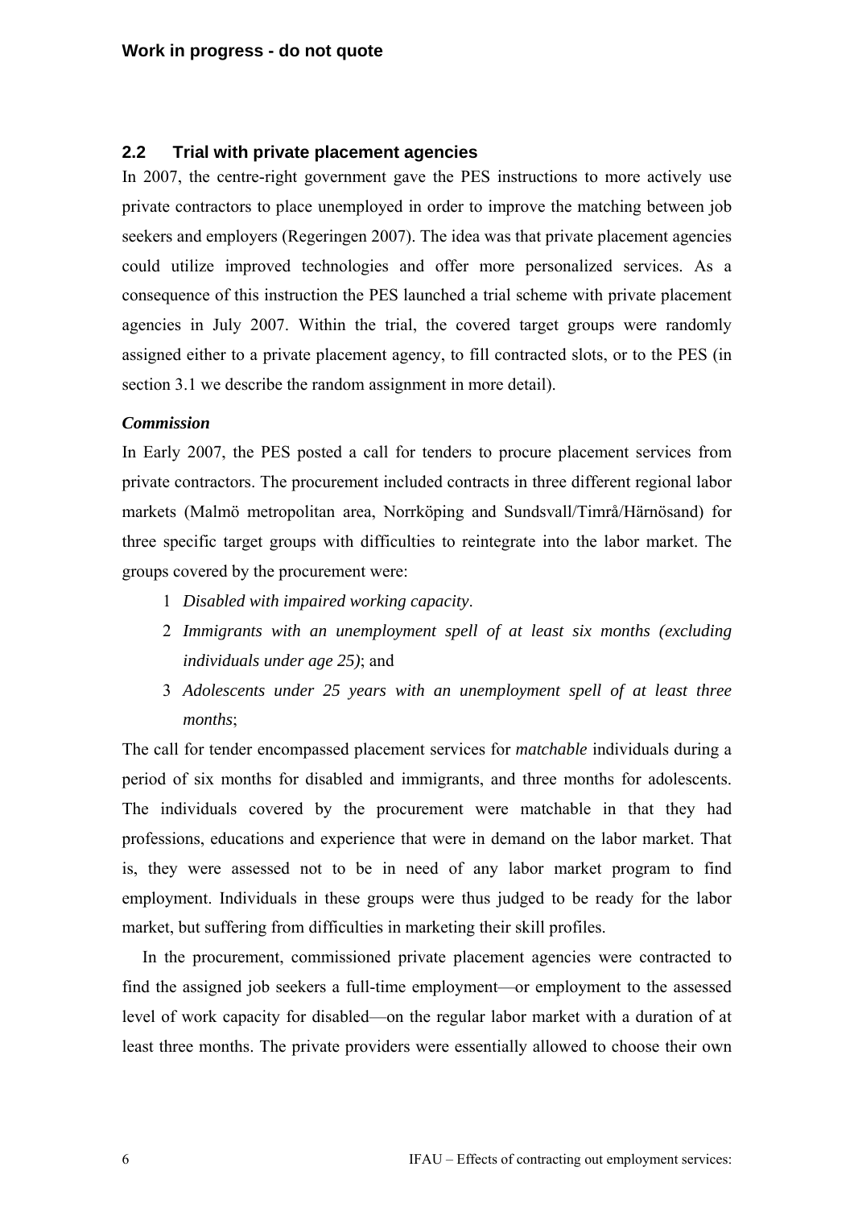## 2.2 Trial with private placement agencies

In 2007, the centre-right government gave the PES instructions to more actively use private contractors to place unemployed in order to improve the matching between job seekers and employers (Regeringen 2007). The idea was that private placement agencies could utilize improved technologies and offer more personalized services. As a consequence of this instruction the PES launched a trial scheme with private placement agencies in July 2007. Within the trial, the covered target groups were randomly assigned either to a private placement agency, to fill contracted slots, or to the PES (in section 3.1 we describe the random assignment in more detail).

***Commission***

In Early 2007, the PES posted a call for tenders to procure placement services from private contractors. The procurement included contracts in three different regional labor markets (Malmö metropolitan area, Norrköping and Sundsvall/Timrå/Härnösand) for three specific target groups with difficulties to reintegrate into the labor market. The groups covered by the procurement were:

1. *Disabled with impaired working capacity*.
2. *Immigrants with an unemployment spell of at least six months (excluding individuals under age 25)*; and
3. *Adolescents under 25 years with an unemployment spell of at least three months*;

The call for tender encompassed placement services for *matchable* individuals during a period of six months for disabled and immigrants, and three months for adolescents. The individuals covered by the procurement were matchable in that they had professions, educations and experience that were in demand on the labor market. That is, they were assessed not to be in need of any labor market program to find employment. Individuals in these groups were thus judged to be ready for the labor market, but suffering from difficulties in marketing their skill profiles.

In the procurement, commissioned private placement agencies were contracted to find the assigned job seekers a full-time employment—or employment to the assessed level of work capacity for disabled—on the regular labor market with a duration of at least three months. The private providers were essentially allowed to choose their own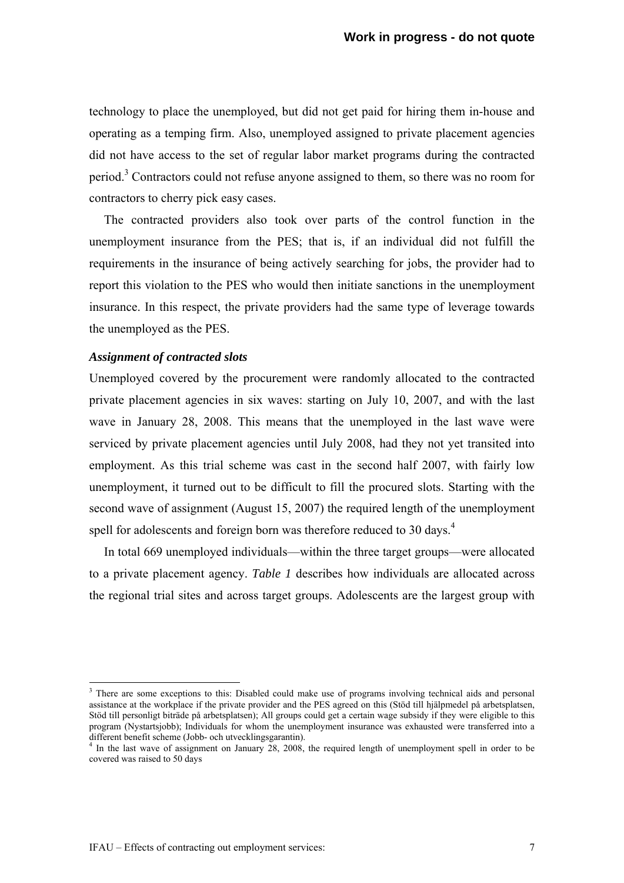technology to place the unemployed, but did not get paid for hiring them in-house and operating as a temping firm. Also, unemployed assigned to private placement agencies did not have access to the set of regular labor market programs during the contracted period.[3] Contractors could not refuse anyone assigned to them, so there was no room for contractors to cherry pick easy cases.

The contracted providers also took over parts of the control function in the unemployment insurance from the PES; that is, if an individual did not fulfill the requirements in the insurance of being actively searching for jobs, the provider had to report this violation to the PES who would then initiate sanctions in the unemployment insurance. In this respect, the private providers had the same type of leverage towards the unemployed as the PES.

***Assignment of contracted slots***

Unemployed covered by the procurement were randomly allocated to the contracted private placement agencies in six waves: starting on July 10, 2007, and with the last wave in January 28, 2008. This means that the unemployed in the last wave were serviced by private placement agencies until July 2008, had they not yet transited into employment. As this trial scheme was cast in the second half 2007, with fairly low unemployment, it turned out to be difficult to fill the procured slots. Starting with the second wave of assignment (August 15, 2007) the required length of the unemployment spell for adolescents and foreign born was therefore reduced to 30 days.[4]

In total 669 unemployed individuals—within the three target groups—were allocated to a private placement agency. *Table 1* describes how individuals are allocated across the regional trial sites and across target groups. Adolescents are the largest group with

---

[3] There are some exceptions to this: Disabled could make use of programs involving technical aids and personal assistance at the workplace if the private provider and the PES agreed on this (Stöd till hjälpmedel på arbetsplatsen, Stöd till personligt biträde på arbetsplatsen); All groups could get a certain wage subsidy if they were eligible to this program (Nystartsjobb); Individuals for whom the unemployment insurance was exhausted were transferred into a different benefit scheme (Jobb- och utvecklingsgarantin).

[4] In the last wave of assignment on January 28, 2008, the required length of unemployment spell in order to be covered was raised to 50 days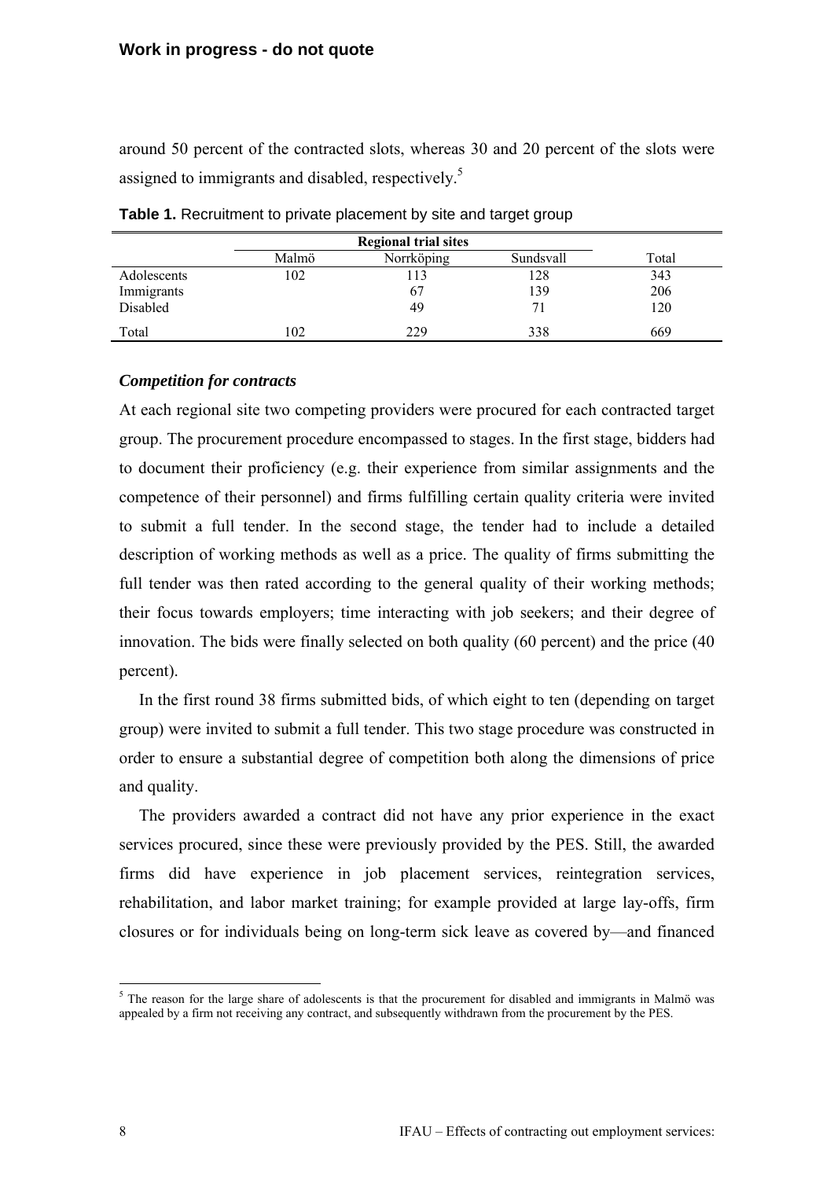around 50 percent of the contracted slots, whereas 30 and 20 percent of the slots were assigned to immigrants and disabled, respectively.[5]

**Table 1.** Recruitment to private placement by site and target group

| | Regional trial sites | | | |
|---|---|---|---|---|
| | Malmö | Norrköping | Sundsvall | Total |
| Adolescents | 102 | 113 | 128 | 343 |
| Immigrants | | 67 | 139 | 206 |
| Disabled | | 49 | 71 | 120 |
| Total | 102 | 229 | 338 | 669 |

### *Competition for contracts*

At each regional site two competing providers were procured for each contracted target group. The procurement procedure encompassed to stages. In the first stage, bidders had to document their proficiency (e.g. their experience from similar assignments and the competence of their personnel) and firms fulfilling certain quality criteria were invited to submit a full tender. In the second stage, the tender had to include a detailed description of working methods as well as a price. The quality of firms submitting the full tender was then rated according to the general quality of their working methods; their focus towards employers; time interacting with job seekers; and their degree of innovation. The bids were finally selected on both quality (60 percent) and the price (40 percent).

In the first round 38 firms submitted bids, of which eight to ten (depending on target group) were invited to submit a full tender. This two stage procedure was constructed in order to ensure a substantial degree of competition both along the dimensions of price and quality.

The providers awarded a contract did not have any prior experience in the exact services procured, since these were previously provided by the PES. Still, the awarded firms did have experience in job placement services, reintegration services, rehabilitation, and labor market training; for example provided at large lay-offs, firm closures or for individuals being on long-term sick leave as covered by—and financed

[5] The reason for the large share of adolescents is that the procurement for disabled and immigrants in Malmö was appealed by a firm not receiving any contract, and subsequently withdrawn from the procurement by the PES.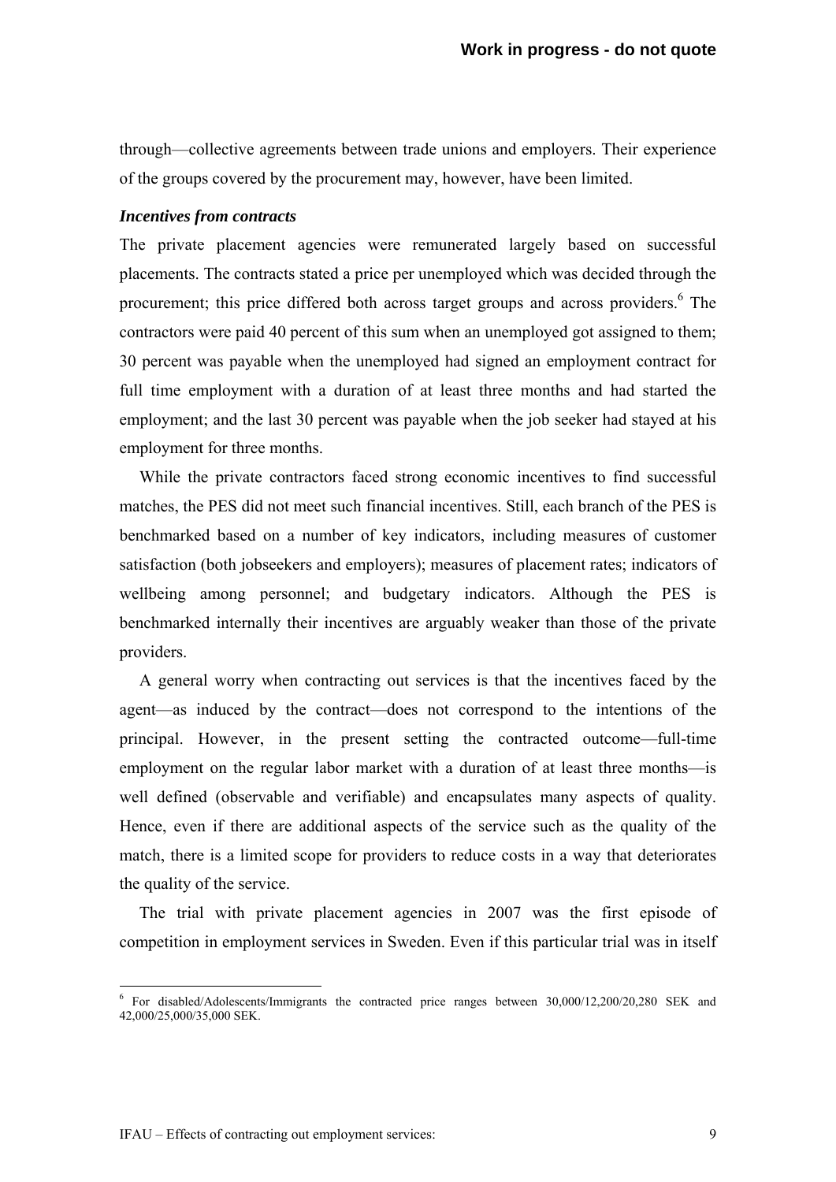through—collective agreements between trade unions and employers. Their experience of the groups covered by the procurement may, however, have been limited.

***Incentives from contracts***

The private placement agencies were remunerated largely based on successful placements. The contracts stated a price per unemployed which was decided through the procurement; this price differed both across target groups and across providers.[6] The contractors were paid 40 percent of this sum when an unemployed got assigned to them; 30 percent was payable when the unemployed had signed an employment contract for full time employment with a duration of at least three months and had started the employment; and the last 30 percent was payable when the job seeker had stayed at his employment for three months.

While the private contractors faced strong economic incentives to find successful matches, the PES did not meet such financial incentives. Still, each branch of the PES is benchmarked based on a number of key indicators, including measures of customer satisfaction (both jobseekers and employers); measures of placement rates; indicators of wellbeing among personnel; and budgetary indicators. Although the PES is benchmarked internally their incentives are arguably weaker than those of the private providers.

A general worry when contracting out services is that the incentives faced by the agent—as induced by the contract—does not correspond to the intentions of the principal. However, in the present setting the contracted outcome—full-time employment on the regular labor market with a duration of at least three months—is well defined (observable and verifiable) and encapsulates many aspects of quality. Hence, even if there are additional aspects of the service such as the quality of the match, there is a limited scope for providers to reduce costs in a way that deteriorates the quality of the service.

The trial with private placement agencies in 2007 was the first episode of competition in employment services in Sweden. Even if this particular trial was in itself

[6] For disabled/Adolescents/Immigrants the contracted price ranges between 30,000/12,200/20,280 SEK and 42,000/25,000/35,000 SEK.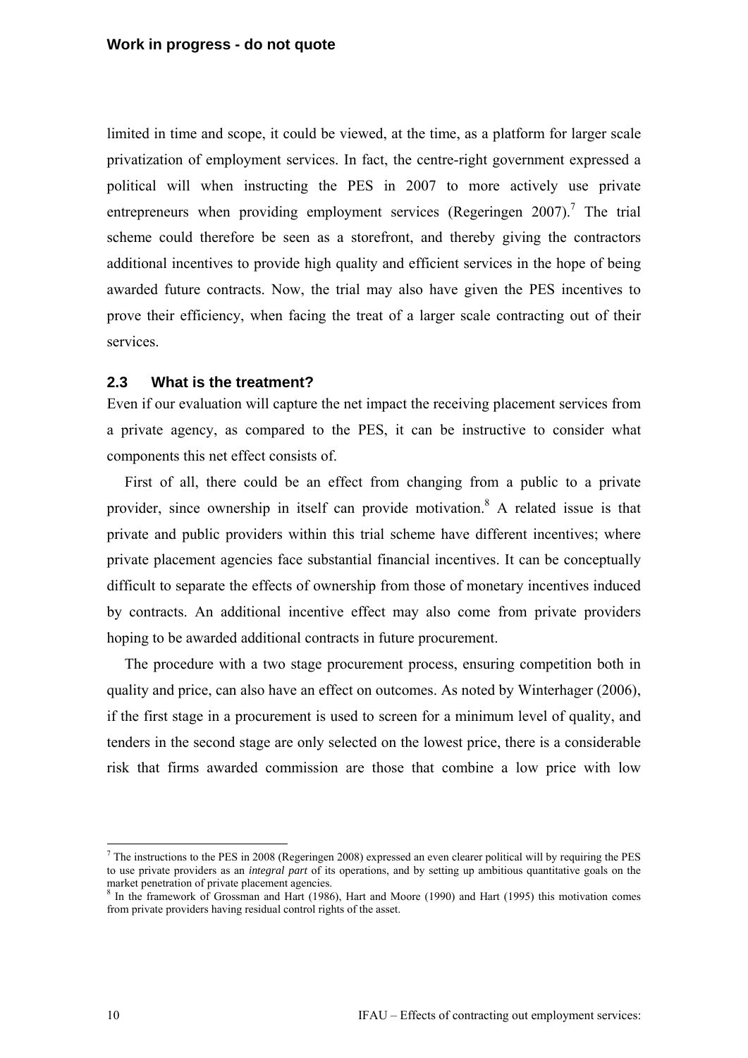limited in time and scope, it could be viewed, at the time, as a platform for larger scale privatization of employment services. In fact, the centre-right government expressed a political will when instructing the PES in 2007 to more actively use private entrepreneurs when providing employment services (Regeringen 2007).[7] The trial scheme could therefore be seen as a storefront, and thereby giving the contractors additional incentives to provide high quality and efficient services in the hope of being awarded future contracts. Now, the trial may also have given the PES incentives to prove their efficiency, when facing the treat of a larger scale contracting out of their services.

### 2.3 What is the treatment?

Even if our evaluation will capture the net impact the receiving placement services from a private agency, as compared to the PES, it can be instructive to consider what components this net effect consists of.

First of all, there could be an effect from changing from a public to a private provider, since ownership in itself can provide motivation.[8] A related issue is that private and public providers within this trial scheme have different incentives; where private placement agencies face substantial financial incentives. It can be conceptually difficult to separate the effects of ownership from those of monetary incentives induced by contracts. An additional incentive effect may also come from private providers hoping to be awarded additional contracts in future procurement.

The procedure with a two stage procurement process, ensuring competition both in quality and price, can also have an effect on outcomes. As noted by Winterhager (2006), if the first stage in a procurement is used to screen for a minimum level of quality, and tenders in the second stage are only selected on the lowest price, there is a considerable risk that firms awarded commission are those that combine a low price with low

[7] The instructions to the PES in 2008 (Regeringen 2008) expressed an even clearer political will by requiring the PES to use private providers as an *integral part* of its operations, and by setting up ambitious quantitative goals on the market penetration of private placement agencies.

[8] In the framework of Grossman and Hart (1986), Hart and Moore (1990) and Hart (1995) this motivation comes from private providers having residual control rights of the asset.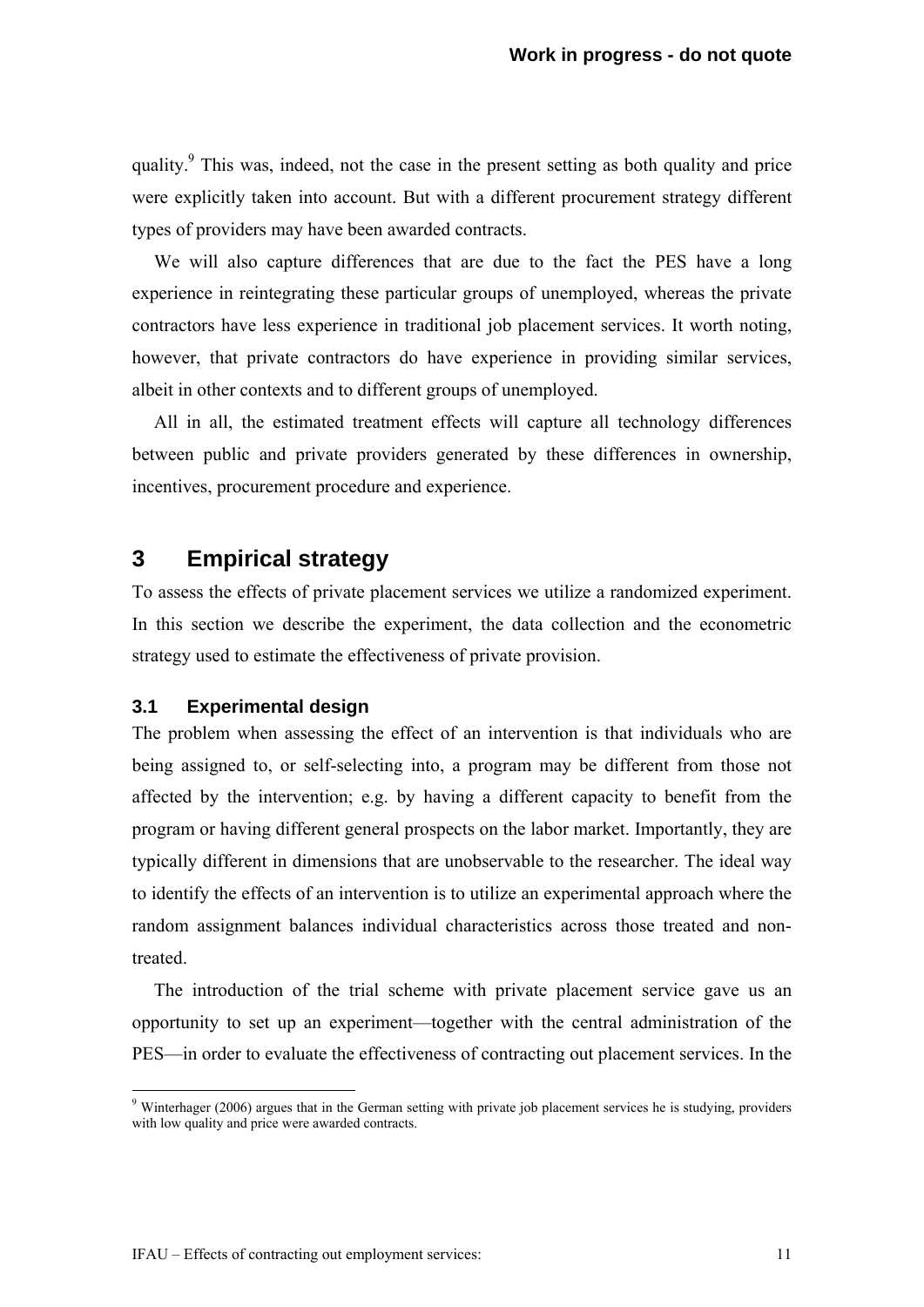quality.[9] This was, indeed, not the case in the present setting as both quality and price were explicitly taken into account. But with a different procurement strategy different types of providers may have been awarded contracts.

We will also capture differences that are due to the fact the PES have a long experience in reintegrating these particular groups of unemployed, whereas the private contractors have less experience in traditional job placement services. It worth noting, however, that private contractors do have experience in providing similar services, albeit in other contexts and to different groups of unemployed.

All in all, the estimated treatment effects will capture all technology differences between public and private providers generated by these differences in ownership, incentives, procurement procedure and experience.

## 3 Empirical strategy

To assess the effects of private placement services we utilize a randomized experiment. In this section we describe the experiment, the data collection and the econometric strategy used to estimate the effectiveness of private provision.

### 3.1 Experimental design

The problem when assessing the effect of an intervention is that individuals who are being assigned to, or self-selecting into, a program may be different from those not affected by the intervention; e.g. by having a different capacity to benefit from the program or having different general prospects on the labor market. Importantly, they are typically different in dimensions that are unobservable to the researcher. The ideal way to identify the effects of an intervention is to utilize an experimental approach where the random assignment balances individual characteristics across those treated and non-treated.

The introduction of the trial scheme with private placement service gave us an opportunity to set up an experiment—together with the central administration of the PES—in order to evaluate the effectiveness of contracting out placement services. In the

[9] Winterhager (2006) argues that in the German setting with private job placement services he is studying, providers with low quality and price were awarded contracts.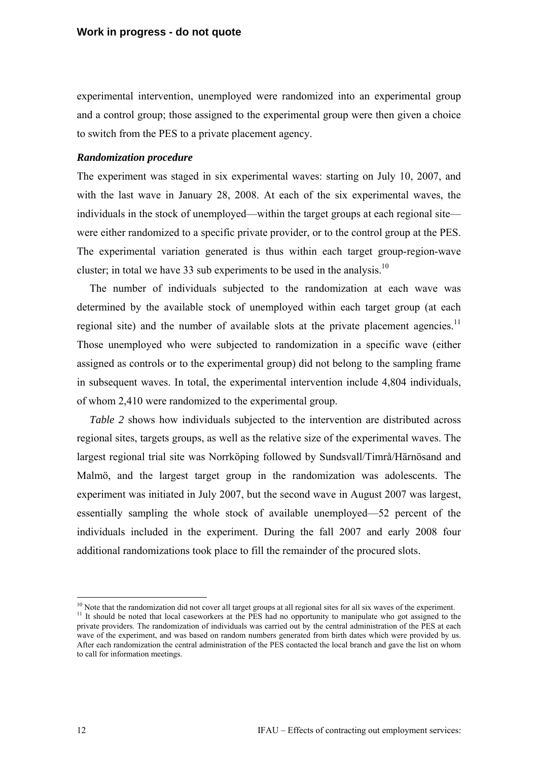experimental intervention, unemployed were randomized into an experimental group and a control group; those assigned to the experimental group were then given a choice to switch from the PES to a private placement agency.

***Randomization procedure***

The experiment was staged in six experimental waves: starting on July 10, 2007, and with the last wave in January 28, 2008. At each of the six experimental waves, the individuals in the stock of unemployed—within the target groups at each regional site—were either randomized to a specific private provider, or to the control group at the PES. The experimental variation generated is thus within each target group-region-wave cluster; in total we have 33 sub experiments to be used in the analysis.[10]

The number of individuals subjected to the randomization at each wave was determined by the available stock of unemployed within each target group (at each regional site) and the number of available slots at the private placement agencies.[11] Those unemployed who were subjected to randomization in a specific wave (either assigned as controls or to the experimental group) did not belong to the sampling frame in subsequent waves. In total, the experimental intervention include 4,804 individuals, of whom 2,410 were randomized to the experimental group.

*Table 2* shows how individuals subjected to the intervention are distributed across regional sites, targets groups, as well as the relative size of the experimental waves. The largest regional trial site was Norrköping followed by Sundsvall/Timrå/Härnösand and Malmö, and the largest target group in the randomization was adolescents. The experiment was initiated in July 2007, but the second wave in August 2007 was largest, essentially sampling the whole stock of available unemployed—52 percent of the individuals included in the experiment. During the fall 2007 and early 2008 four additional randomizations took place to fill the remainder of the procured slots.

---

[10] Note that the randomization did not cover all target groups at all regional sites for all six waves of the experiment.

[11] It should be noted that local caseworkers at the PES had no opportunity to manipulate who got assigned to the private providers. The randomization of individuals was carried out by the central administration of the PES at each wave of the experiment, and was based on random numbers generated from birth dates which were provided by us. After each randomization the central administration of the PES contacted the local branch and gave the list on whom to call for information meetings.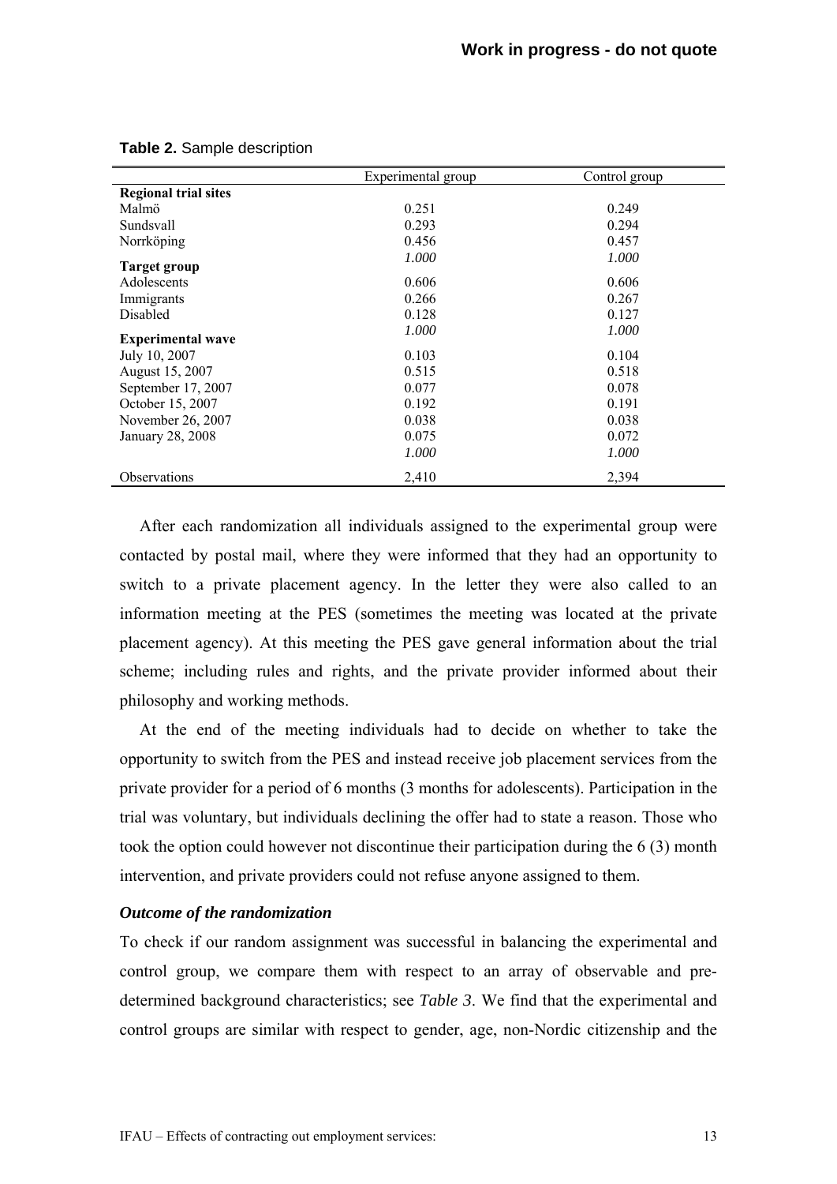**Table 2.** Sample description

| | Experimental group | Control group |
|---|---|---|
| **Regional trial sites** | | |
| Malmö | 0.251 | 0.249 |
| Sundsvall | 0.293 | 0.294 |
| Norrköping | 0.456 | 0.457 |
| | *1.000* | *1.000* |
| **Target group** | | |
| Adolescents | 0.606 | 0.606 |
| Immigrants | 0.266 | 0.267 |
| Disabled | 0.128 | 0.127 |
| | *1.000* | *1.000* |
| **Experimental wave** | | |
| July 10, 2007 | 0.103 | 0.104 |
| August 15, 2007 | 0.515 | 0.518 |
| September 17, 2007 | 0.077 | 0.078 |
| October 15, 2007 | 0.192 | 0.191 |
| November 26, 2007 | 0.038 | 0.038 |
| January 28, 2008 | 0.075 | 0.072 |
| | *1.000* | *1.000* |
| Observations | 2,410 | 2,394 |

After each randomization all individuals assigned to the experimental group were contacted by postal mail, where they were informed that they had an opportunity to switch to a private placement agency. In the letter they were also called to an information meeting at the PES (sometimes the meeting was located at the private placement agency). At this meeting the PES gave general information about the trial scheme; including rules and rights, and the private provider informed about their philosophy and working methods.

At the end of the meeting individuals had to decide on whether to take the opportunity to switch from the PES and instead receive job placement services from the private provider for a period of 6 months (3 months for adolescents). Participation in the trial was voluntary, but individuals declining the offer had to state a reason. Those who took the option could however not discontinue their participation during the 6 (3) month intervention, and private providers could not refuse anyone assigned to them.

### *Outcome of the randomization*

To check if our random assignment was successful in balancing the experimental and control group, we compare them with respect to an array of observable and pre-determined background characteristics; see *Table 3*. We find that the experimental and control groups are similar with respect to gender, age, non-Nordic citizenship and the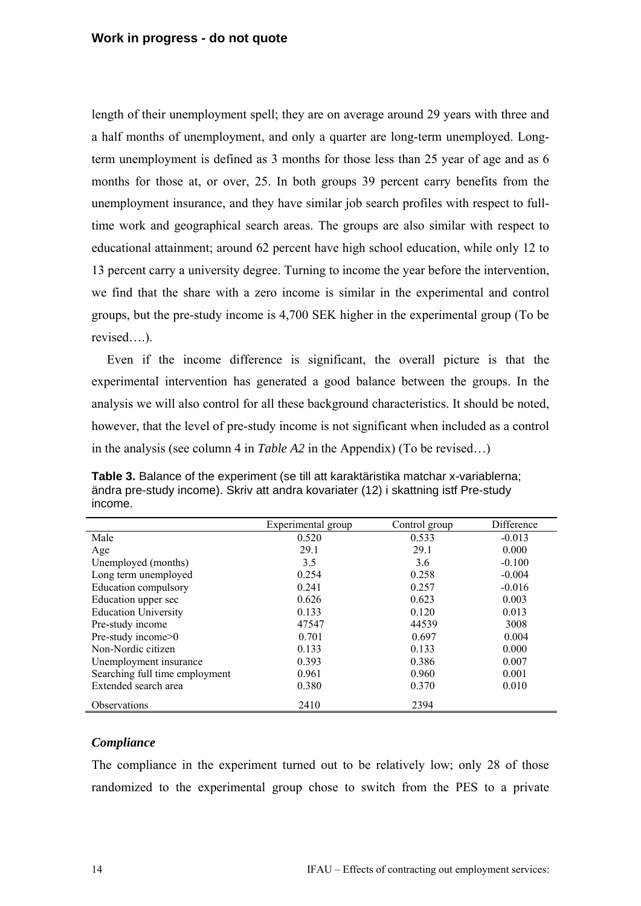length of their unemployment spell; they are on average around 29 years with three and a half months of unemployment, and only a quarter are long-term unemployed. Long-term unemployment is defined as 3 months for those less than 25 year of age and as 6 months for those at, or over, 25. In both groups 39 percent carry benefits from the unemployment insurance, and they have similar job search profiles with respect to full-time work and geographical search areas. The groups are also similar with respect to educational attainment; around 62 percent have high school education, while only 12 to 13 percent carry a university degree. Turning to income the year before the intervention, we find that the share with a zero income is similar in the experimental and control groups, but the pre-study income is 4,700 SEK higher in the experimental group (To be revised….).

Even if the income difference is significant, the overall picture is that the experimental intervention has generated a good balance between the groups. In the analysis we will also control for all these background characteristics. It should be noted, however, that the level of pre-study income is not significant when included as a control in the analysis (see column 4 in *Table A2* in the Appendix) (To be revised…)

**Table 3.** Balance of the experiment (se till att karaktäristika matchar x-variablerna; ändra pre-study income). Skriv att andra kovariater (12) i skattning istf Pre-study income.

| | Experimental group | Control group | Difference |
|---|---|---|---|
| Male | 0.520 | 0.533 | -0.013 |
| Age | 29.1 | 29.1 | 0.000 |
| Unemployed (months) | 3.5 | 3.6 | -0.100 |
| Long term unemployed | 0.254 | 0.258 | -0.004 |
| Education compulsory | 0.241 | 0.257 | -0.016 |
| Education upper sec | 0.626 | 0.623 | 0.003 |
| Education University | 0.133 | 0.120 | 0.013 |
| Pre-study income | 47547 | 44539 | 3008 |
| Pre-study income>0 | 0.701 | 0.697 | 0.004 |
| Non-Nordic citizen | 0.133 | 0.133 | 0.000 |
| Unemployment insurance | 0.393 | 0.386 | 0.007 |
| Searching full time employment | 0.961 | 0.960 | 0.001 |
| Extended search area | 0.380 | 0.370 | 0.010 |
| Observations | 2410 | 2394 | |

### *Compliance*

The compliance in the experiment turned out to be relatively low; only 28 of those randomized to the experimental group chose to switch from the PES to a private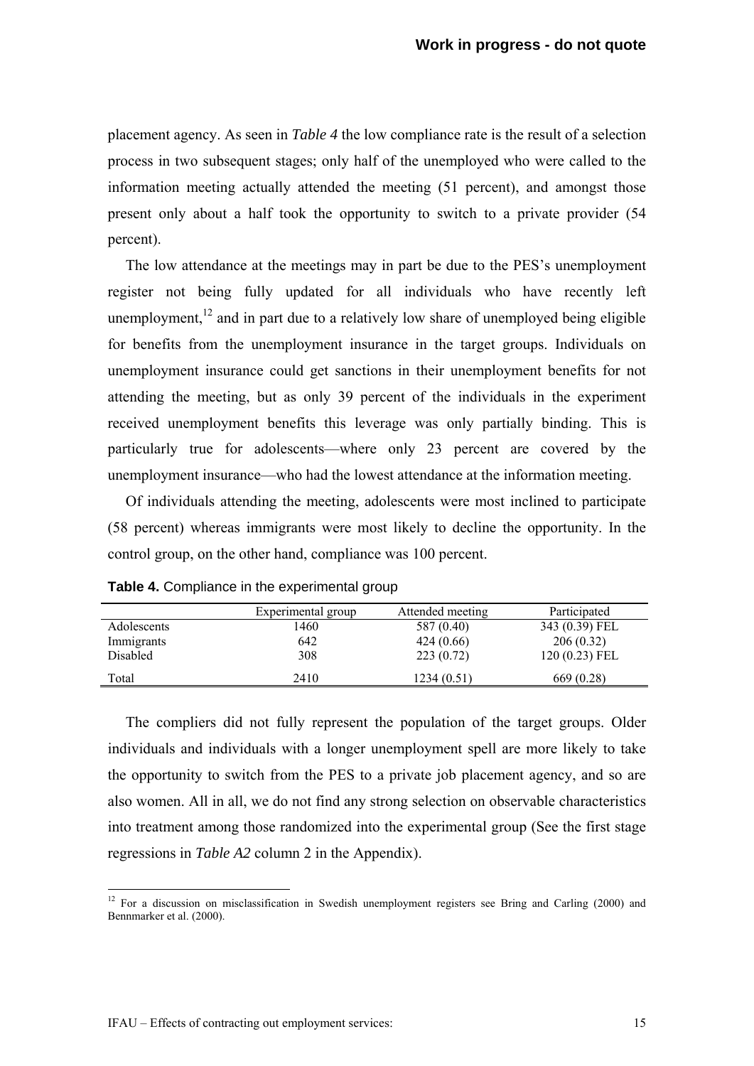placement agency. As seen in *Table 4* the low compliance rate is the result of a selection process in two subsequent stages; only half of the unemployed who were called to the information meeting actually attended the meeting (51 percent), and amongst those present only about a half took the opportunity to switch to a private provider (54 percent).

The low attendance at the meetings may in part be due to the PES's unemployment register not being fully updated for all individuals who have recently left unemployment,[12] and in part due to a relatively low share of unemployed being eligible for benefits from the unemployment insurance in the target groups. Individuals on unemployment insurance could get sanctions in their unemployment benefits for not attending the meeting, but as only 39 percent of the individuals in the experiment received unemployment benefits this leverage was only partially binding. This is particularly true for adolescents—where only 23 percent are covered by the unemployment insurance—who had the lowest attendance at the information meeting.

Of individuals attending the meeting, adolescents were most inclined to participate (58 percent) whereas immigrants were most likely to decline the opportunity. In the control group, on the other hand, compliance was 100 percent.

**Table 4.** Compliance in the experimental group

| | Experimental group | Attended meeting | Participated |
|---|---|---|---|
| Adolescents | 1460 | 587 (0.40) | 343 (0.39) FEL |
| Immigrants | 642 | 424 (0.66) | 206 (0.32) |
| Disabled | 308 | 223 (0.72) | 120 (0.23) FEL |
| Total | 2410 | 1234 (0.51) | 669 (0.28) |

The compliers did not fully represent the population of the target groups. Older individuals and individuals with a longer unemployment spell are more likely to take the opportunity to switch from the PES to a private job placement agency, and so are also women. All in all, we do not find any strong selection on observable characteristics into treatment among those randomized into the experimental group (See the first stage regressions in *Table A2* column 2 in the Appendix).

[12] For a discussion on misclassification in Swedish unemployment registers see Bring and Carling (2000) and Bennmarker et al. (2000).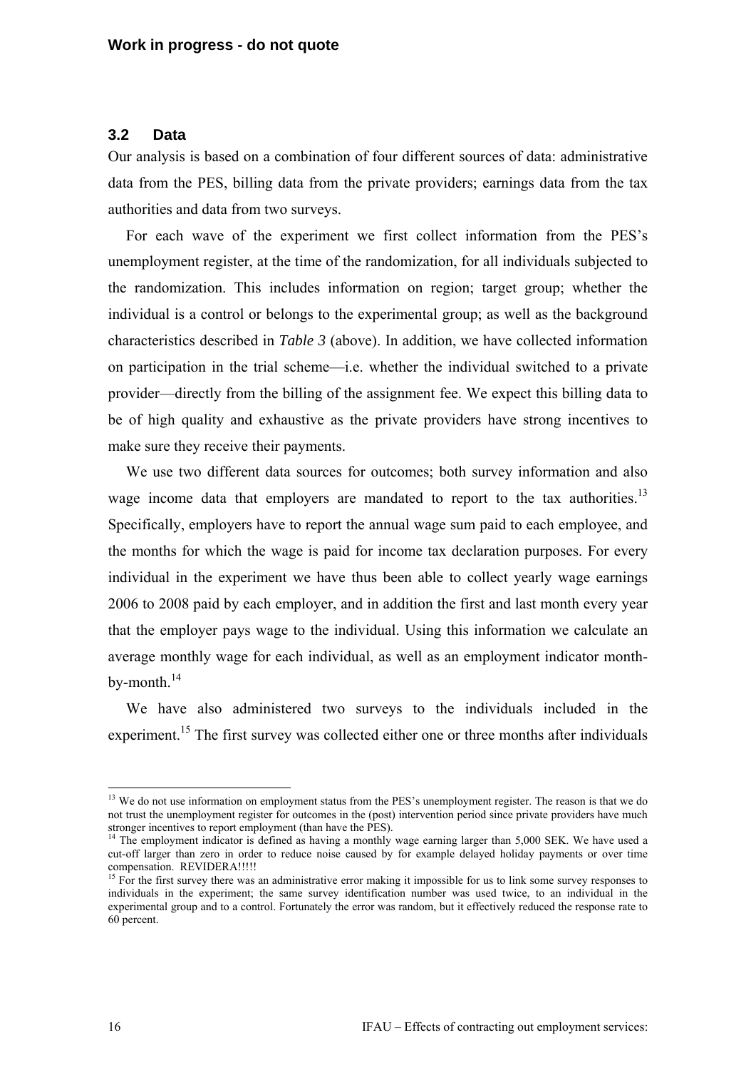## 3.2 Data

Our analysis is based on a combination of four different sources of data: administrative data from the PES, billing data from the private providers; earnings data from the tax authorities and data from two surveys.

For each wave of the experiment we first collect information from the PES's unemployment register, at the time of the randomization, for all individuals subjected to the randomization. This includes information on region; target group; whether the individual is a control or belongs to the experimental group; as well as the background characteristics described in *Table 3* (above). In addition, we have collected information on participation in the trial scheme—i.e. whether the individual switched to a private provider—directly from the billing of the assignment fee. We expect this billing data to be of high quality and exhaustive as the private providers have strong incentives to make sure they receive their payments.

We use two different data sources for outcomes; both survey information and also wage income data that employers are mandated to report to the tax authorities.[13] Specifically, employers have to report the annual wage sum paid to each employee, and the months for which the wage is paid for income tax declaration purposes. For every individual in the experiment we have thus been able to collect yearly wage earnings 2006 to 2008 paid by each employer, and in addition the first and last month every year that the employer pays wage to the individual. Using this information we calculate an average monthly wage for each individual, as well as an employment indicator month-by-month.[14]

We have also administered two surveys to the individuals included in the experiment.[15] The first survey was collected either one or three months after individuals

---

[13] We do not use information on employment status from the PES's unemployment register. The reason is that we do not trust the unemployment register for outcomes in the (post) intervention period since private providers have much stronger incentives to report employment (than have the PES).

[14] The employment indicator is defined as having a monthly wage earning larger than 5,000 SEK. We have used a cut-off larger than zero in order to reduce noise caused by for example delayed holiday payments or over time compensation. REVIDERA!!!!!

[15] For the first survey there was an administrative error making it impossible for us to link some survey responses to individuals in the experiment; the same survey identification number was used twice, to an individual in the experimental group and to a control. Fortunately the error was random, but it effectively reduced the response rate to 60 percent.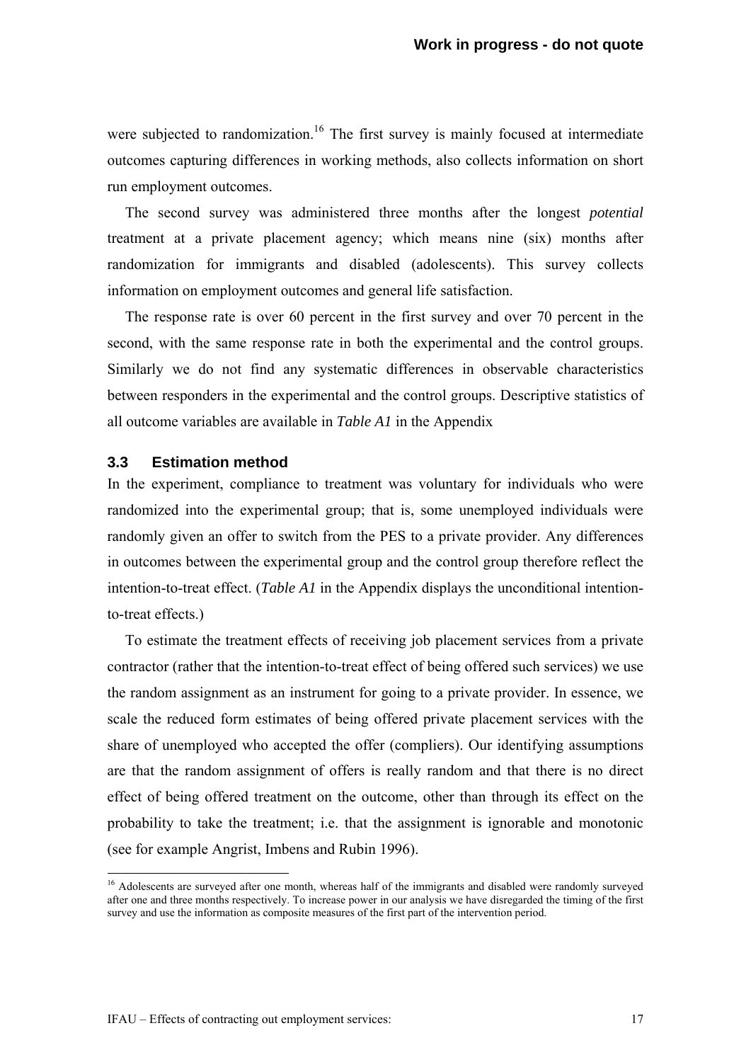were subjected to randomization.[16] The first survey is mainly focused at intermediate outcomes capturing differences in working methods, also collects information on short run employment outcomes.

The second survey was administered three months after the longest *potential* treatment at a private placement agency; which means nine (six) months after randomization for immigrants and disabled (adolescents). This survey collects information on employment outcomes and general life satisfaction.

The response rate is over 60 percent in the first survey and over 70 percent in the second, with the same response rate in both the experimental and the control groups. Similarly we do not find any systematic differences in observable characteristics between responders in the experimental and the control groups. Descriptive statistics of all outcome variables are available in *Table A1* in the Appendix

### 3.3 Estimation method

In the experiment, compliance to treatment was voluntary for individuals who were randomized into the experimental group; that is, some unemployed individuals were randomly given an offer to switch from the PES to a private provider. Any differences in outcomes between the experimental group and the control group therefore reflect the intention-to-treat effect. (*Table A1* in the Appendix displays the unconditional intention-to-treat effects.)

To estimate the treatment effects of receiving job placement services from a private contractor (rather that the intention-to-treat effect of being offered such services) we use the random assignment as an instrument for going to a private provider. In essence, we scale the reduced form estimates of being offered private placement services with the share of unemployed who accepted the offer (compliers). Our identifying assumptions are that the random assignment of offers is really random and that there is no direct effect of being offered treatment on the outcome, other than through its effect on the probability to take the treatment; i.e. that the assignment is ignorable and monotonic (see for example Angrist, Imbens and Rubin 1996).

[16] Adolescents are surveyed after one month, whereas half of the immigrants and disabled were randomly surveyed after one and three months respectively. To increase power in our analysis we have disregarded the timing of the first survey and use the information as composite measures of the first part of the intervention period.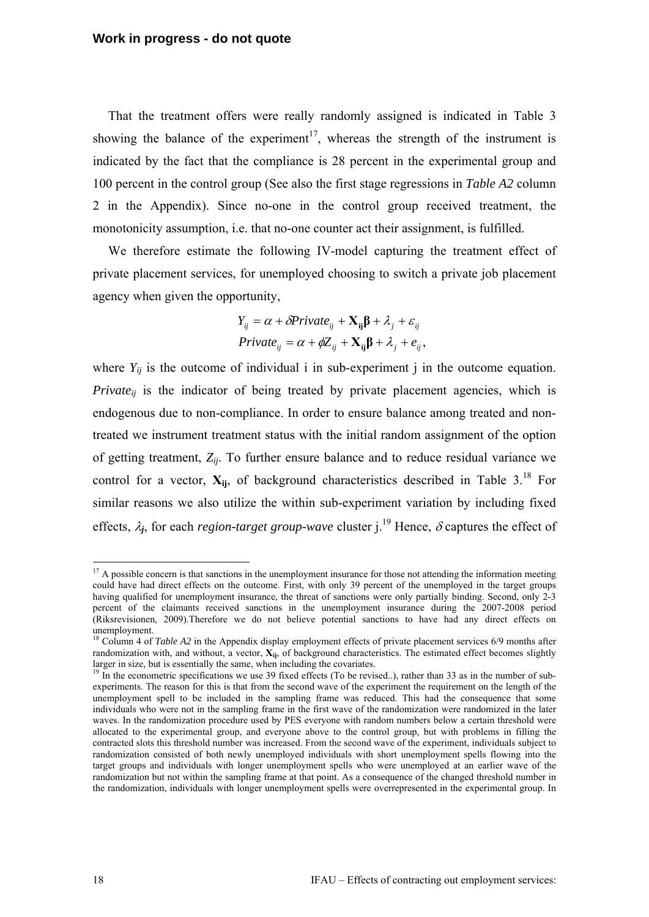That the treatment offers were really randomly assigned is indicated in Table 3 showing the balance of the experiment[17], whereas the strength of the instrument is indicated by the fact that the compliance is 28 percent in the experimental group and 100 percent in the control group (See also the first stage regressions in *Table A2* column 2 in the Appendix). Since no-one in the control group received treatment, the monotonicity assumption, i.e. that no-one counter act their assignment, is fulfilled.

We therefore estimate the following IV-model capturing the treatment effect of private placement services, for unemployed choosing to switch a private job placement agency when given the opportunity,

$$Y_{ij} = \alpha + \delta Private_{ij} + \mathbf{X_{ij}\beta} + \lambda_j + \varepsilon_{ij}$$
$$Private_{ij} = \alpha + \phi Z_{ij} + \mathbf{X_{ij}\beta} + \lambda_j + e_{ij},$$

where $Y_{ij}$ is the outcome of individual i in sub-experiment j in the outcome equation. $Private_{ij}$ is the indicator of being treated by private placement agencies, which is endogenous due to non-compliance. In order to ensure balance among treated and non-treated we instrument treatment status with the initial random assignment of the option of getting treatment, $Z_{ij}$. To further ensure balance and to reduce residual variance we control for a vector, $\mathbf{X_{ij}}$, of background characteristics described in Table 3.[18] For similar reasons we also utilize the within sub-experiment variation by including fixed effects, $\lambda_j$, for each *region-target group-wave* cluster j.[19] Hence, $\delta$ captures the effect of

---

[17] A possible concern is that sanctions in the unemployment insurance for those not attending the information meeting could have had direct effects on the outcome. First, with only 39 percent of the unemployed in the target groups having qualified for unemployment insurance, the threat of sanctions were only partially binding. Second, only 2-3 percent of the claimants received sanctions in the unemployment insurance during the 2007-2008 period (Riksrevisionen, 2009).Therefore we do not believe potential sanctions to have had any direct effects on unemployment.

[18] Column 4 of *Table A2* in the Appendix display employment effects of private placement services 6/9 months after randomization with, and without, a vector, $\mathbf{X_{ij}}$, of background characteristics. The estimated effect becomes slightly larger in size, but is essentially the same, when including the covariates.

[19] In the econometric specifications we use 39 fixed effects (To be revised..), rather than 33 as in the number of sub-experiments. The reason for this is that from the second wave of the experiment the requirement on the length of the unemployment spell to be included in the sampling frame was reduced. This had the consequence that some individuals who were not in the sampling frame in the first wave of the randomization were randomized in the later waves. In the randomization procedure used by PES everyone with random numbers below a certain threshold were allocated to the experimental group, and everyone above to the control group, but with problems in filling the contracted slots this threshold number was increased. From the second wave of the experiment, individuals subject to randomization consisted of both newly unemployed individuals with short unemployment spells flowing into the target groups and individuals with longer unemployment spells who were unemployed at an earlier wave of the randomization but not within the sampling frame at that point. As a consequence of the changed threshold number in the randomization, individuals with longer unemployment spells were overrepresented in the experimental group. In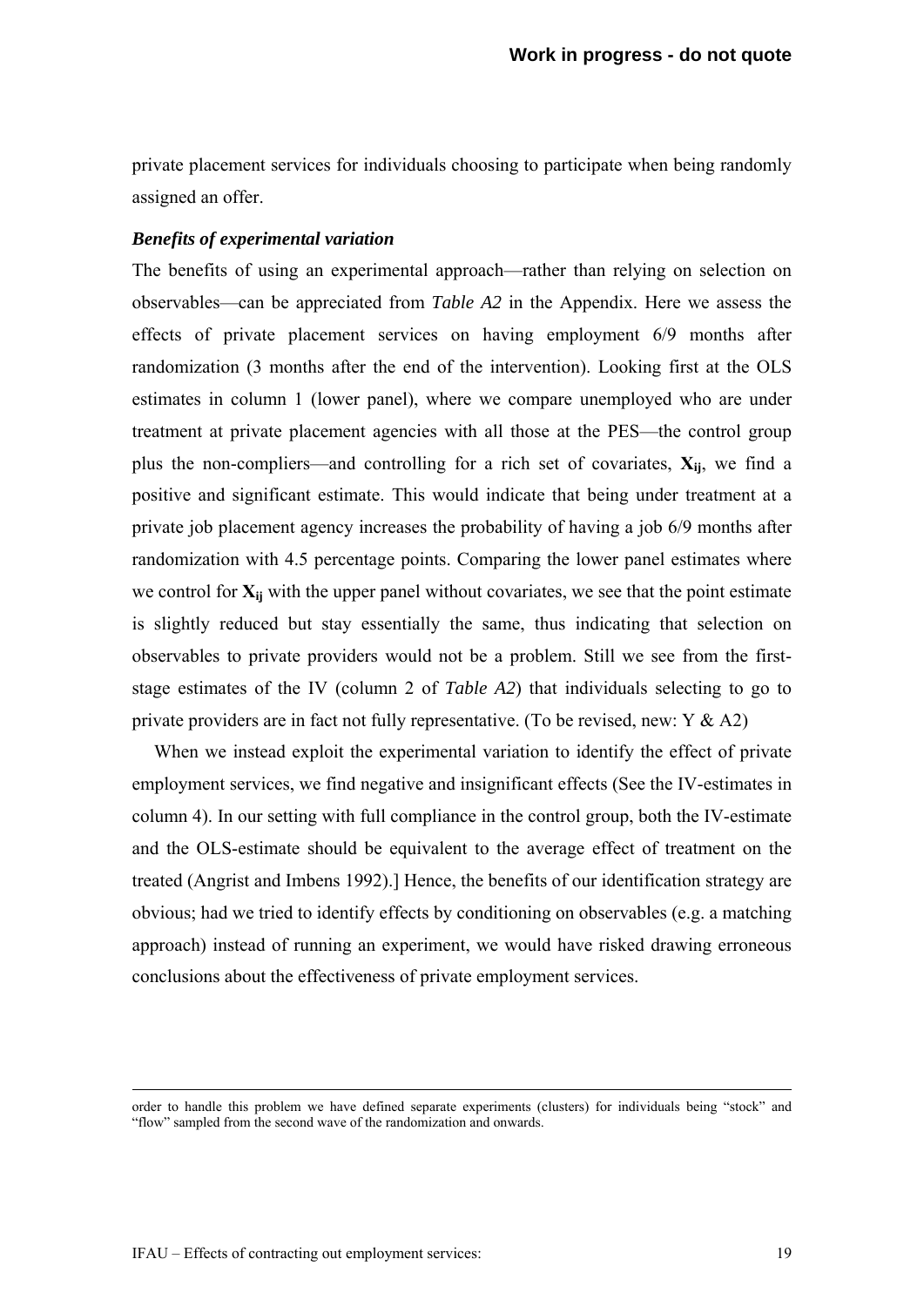private placement services for individuals choosing to participate when being randomly assigned an offer.

### *Benefits of experimental variation*

The benefits of using an experimental approach—rather than relying on selection on observables—can be appreciated from *Table A2* in the Appendix. Here we assess the effects of private placement services on having employment 6/9 months after randomization (3 months after the end of the intervention). Looking first at the OLS estimates in column 1 (lower panel), where we compare unemployed who are under treatment at private placement agencies with all those at the PES—the control group plus the non-compliers—and controlling for a rich set of covariates, $\mathbf{X}_{ij}$, we find a positive and significant estimate. This would indicate that being under treatment at a private job placement agency increases the probability of having a job 6/9 months after randomization with 4.5 percentage points. Comparing the lower panel estimates where we control for $\mathbf{X}_{ij}$ with the upper panel without covariates, we see that the point estimate is slightly reduced but stay essentially the same, thus indicating that selection on observables to private providers would not be a problem. Still we see from the first-stage estimates of the IV (column 2 of *Table A2*) that individuals selecting to go to private providers are in fact not fully representative. (To be revised, new: Y & A2)

When we instead exploit the experimental variation to identify the effect of private employment services, we find negative and insignificant effects (See the IV-estimates in column 4). In our setting with full compliance in the control group, both the IV-estimate and the OLS-estimate should be equivalent to the average effect of treatment on the treated (Angrist and Imbens 1992).] Hence, the benefits of our identification strategy are obvious; had we tried to identify effects by conditioning on observables (e.g. a matching approach) instead of running an experiment, we would have risked drawing erroneous conclusions about the effectiveness of private employment services.

---

order to handle this problem we have defined separate experiments (clusters) for individuals being "stock" and "flow" sampled from the second wave of the randomization and onwards.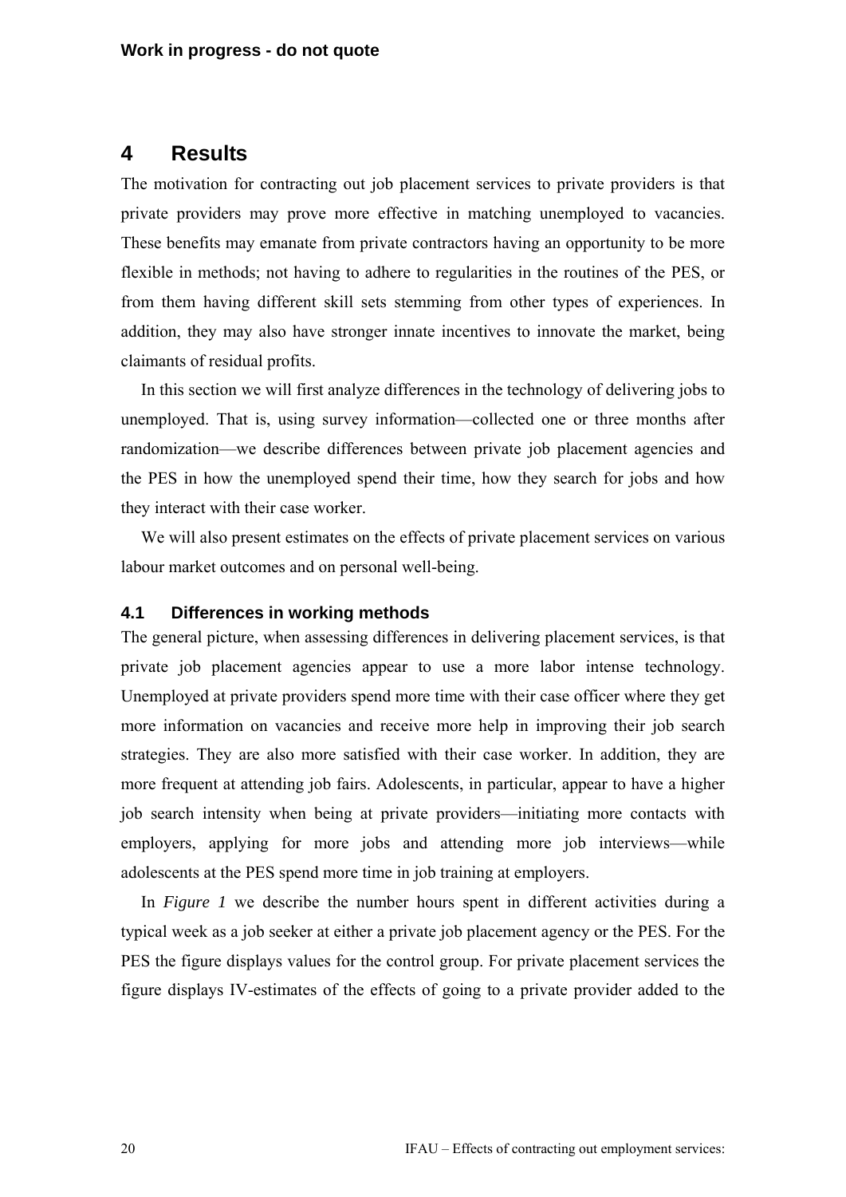# 4 Results

The motivation for contracting out job placement services to private providers is that private providers may prove more effective in matching unemployed to vacancies. These benefits may emanate from private contractors having an opportunity to be more flexible in methods; not having to adhere to regularities in the routines of the PES, or from them having different skill sets stemming from other types of experiences. In addition, they may also have stronger innate incentives to innovate the market, being claimants of residual profits.

In this section we will first analyze differences in the technology of delivering jobs to unemployed. That is, using survey information—collected one or three months after randomization—we describe differences between private job placement agencies and the PES in how the unemployed spend their time, how they search for jobs and how they interact with their case worker.

We will also present estimates on the effects of private placement services on various labour market outcomes and on personal well-being.

## 4.1 Differences in working methods

The general picture, when assessing differences in delivering placement services, is that private job placement agencies appear to use a more labor intense technology. Unemployed at private providers spend more time with their case officer where they get more information on vacancies and receive more help in improving their job search strategies. They are also more satisfied with their case worker. In addition, they are more frequent at attending job fairs. Adolescents, in particular, appear to have a higher job search intensity when being at private providers—initiating more contacts with employers, applying for more jobs and attending more job interviews—while adolescents at the PES spend more time in job training at employers.

In *Figure 1* we describe the number hours spent in different activities during a typical week as a job seeker at either a private job placement agency or the PES. For the PES the figure displays values for the control group. For private placement services the figure displays IV-estimates of the effects of going to a private provider added to the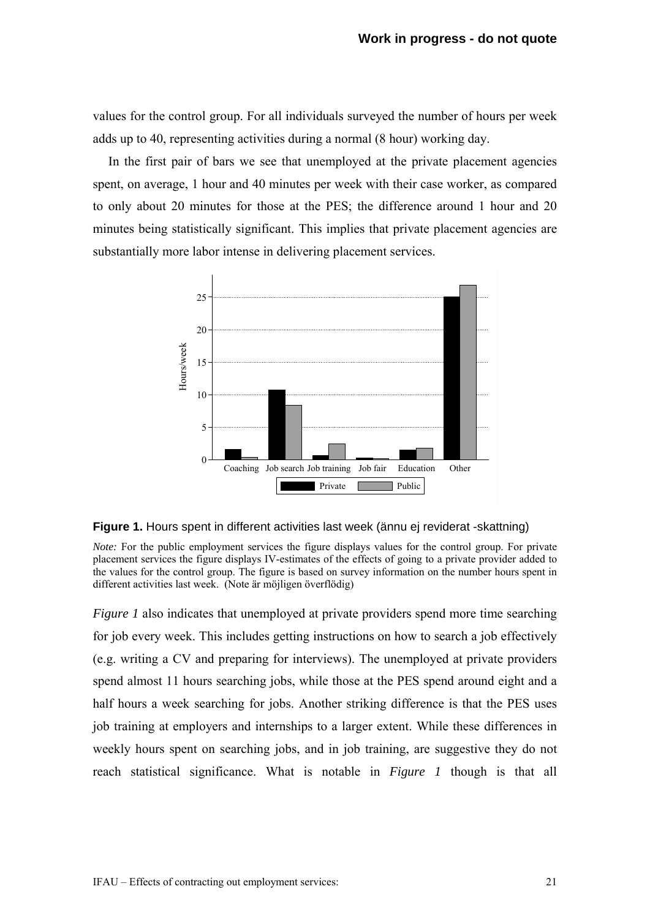values for the control group. For all individuals surveyed the number of hours per week adds up to 40, representing activities during a normal (8 hour) working day.

In the first pair of bars we see that unemployed at the private placement agencies spent, on average, 1 hour and 40 minutes per week with their case worker, as compared to only about 20 minutes for those at the PES; the difference around 1 hour and 20 minutes being statistically significant. This implies that private placement agencies are substantially more labor intense in delivering placement services.

**Figure 1.** Hours spent in different activities last week (ännu ej reviderat -skattning)

*Note:* For the public employment services the figure displays values for the control group. For private placement services the figure displays IV-estimates of the effects of going to a private provider added to the values for the control group. The figure is based on survey information on the number hours spent in different activities last week. (Note är möjligen överflödig)

*Figure 1* also indicates that unemployed at private providers spend more time searching for job every week. This includes getting instructions on how to search a job effectively (e.g. writing a CV and preparing for interviews). The unemployed at private providers spend almost 11 hours searching jobs, while those at the PES spend around eight and a half hours a week searching for jobs. Another striking difference is that the PES uses job training at employers and internships to a larger extent. While these differences in weekly hours spent on searching jobs, and in job training, are suggestive they do not reach statistical significance. What is notable in *Figure 1* though is that all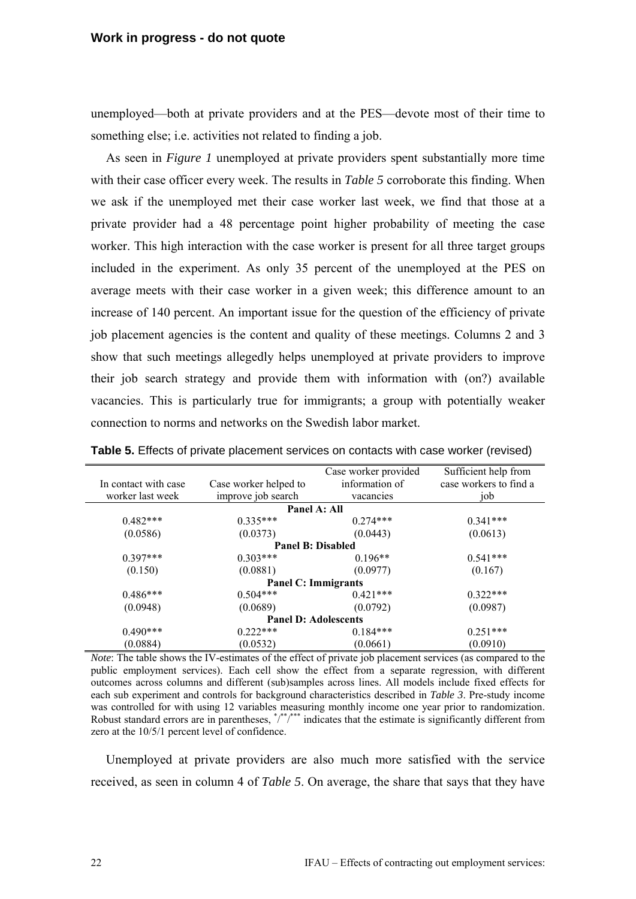unemployed—both at private providers and at the PES—devote most of their time to something else; i.e. activities not related to finding a job.

As seen in *Figure 1* unemployed at private providers spent substantially more time with their case officer every week. The results in *Table 5* corroborate this finding. When we ask if the unemployed met their case worker last week, we find that those at a private provider had a 48 percentage point higher probability of meeting the case worker. This high interaction with the case worker is present for all three target groups included in the experiment. As only 35 percent of the unemployed at the PES on average meets with their case worker in a given week; this difference amount to an increase of 140 percent. An important issue for the question of the efficiency of private job placement agencies is the content and quality of these meetings. Columns 2 and 3 show that such meetings allegedly helps unemployed at private providers to improve their job search strategy and provide them with information with (on?) available vacancies. This is particularly true for immigrants; a group with potentially weaker connection to norms and networks on the Swedish labor market.

**Table 5.** Effects of private placement services on contacts with case worker (revised)

| In contact with case worker last week | Case worker helped to improve job search | Case worker provided information of vacancies | Sufficient help from case workers to find a job |
|---|---|---|---|
| **Panel A: All** | | | |
| 0.482*** | 0.335*** | 0.274*** | 0.341*** |
| (0.0586) | (0.0373) | (0.0443) | (0.0613) |
| **Panel B: Disabled** | | | |
| 0.397*** | 0.303*** | 0.196** | 0.541*** |
| (0.150) | (0.0881) | (0.0977) | (0.167) |
| **Panel C: Immigrants** | | | |
| 0.486*** | 0.504*** | 0.421*** | 0.322*** |
| (0.0948) | (0.0689) | (0.0792) | (0.0987) |
| **Panel D: Adolescents** | | | |
| 0.490*** | 0.222*** | 0.184*** | 0.251*** |
| (0.0884) | (0.0532) | (0.0661) | (0.0910) |

*Note*: The table shows the IV-estimates of the effect of private job placement services (as compared to the public employment services). Each cell show the effect from a separate regression, with different outcomes across columns and different (sub)samples across lines. All models include fixed effects for each sub experiment and controls for background characteristics described in *Table 3*. Pre-study income was controlled for with using 12 variables measuring monthly income one year prior to randomization. Robust standard errors are in parentheses, */**/*** indicates that the estimate is significantly different from zero at the 10/5/1 percent level of confidence.

Unemployed at private providers are also much more satisfied with the service received, as seen in column 4 of *Table 5*. On average, the share that says that they have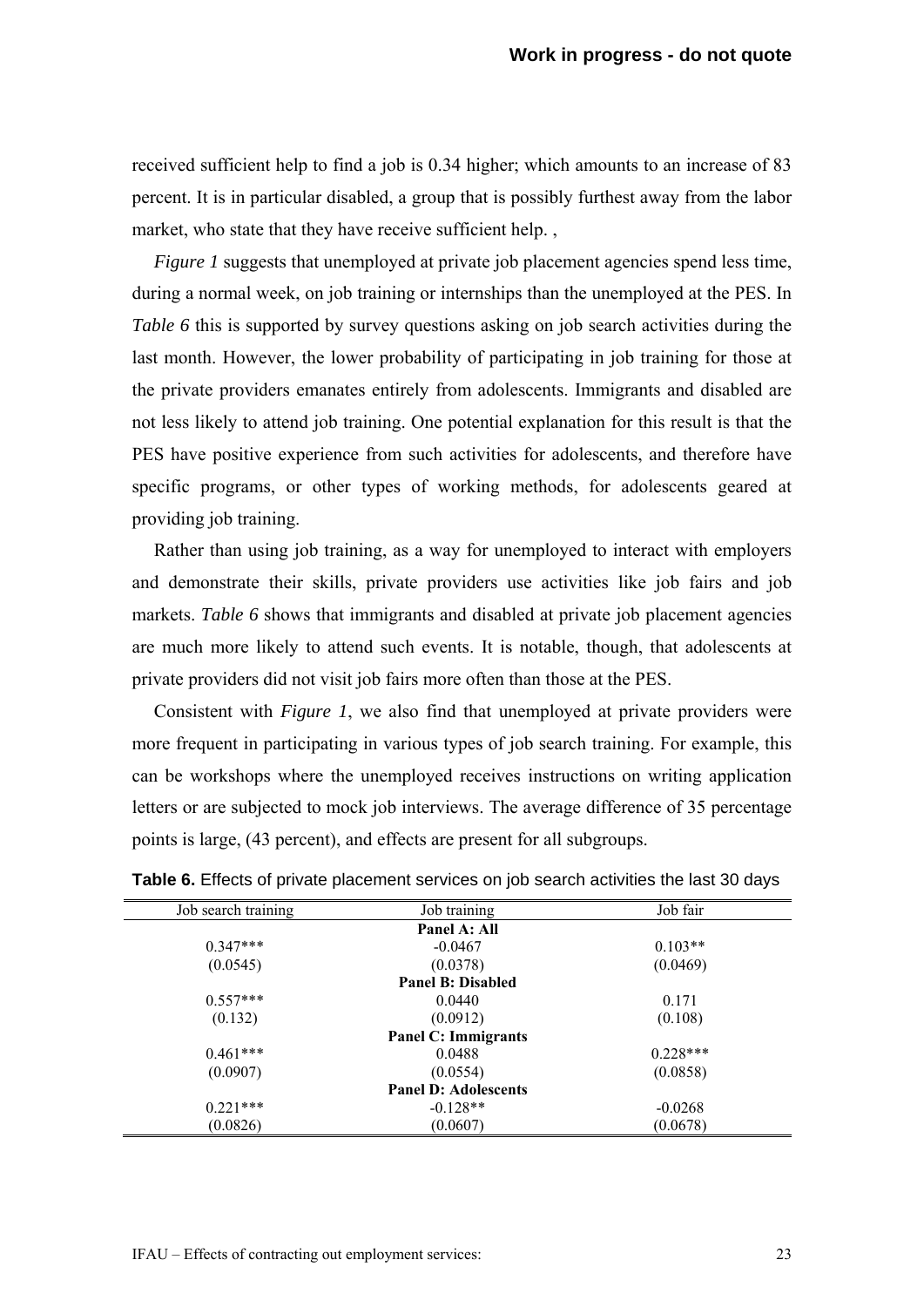received sufficient help to find a job is 0.34 higher; which amounts to an increase of 83 percent. It is in particular disabled, a group that is possibly furthest away from the labor market, who state that they have receive sufficient help. ,

*Figure 1* suggests that unemployed at private job placement agencies spend less time, during a normal week, on job training or internships than the unemployed at the PES. In *Table 6* this is supported by survey questions asking on job search activities during the last month. However, the lower probability of participating in job training for those at the private providers emanates entirely from adolescents. Immigrants and disabled are not less likely to attend job training. One potential explanation for this result is that the PES have positive experience from such activities for adolescents, and therefore have specific programs, or other types of working methods, for adolescents geared at providing job training.

Rather than using job training, as a way for unemployed to interact with employers and demonstrate their skills, private providers use activities like job fairs and job markets. *Table 6* shows that immigrants and disabled at private job placement agencies are much more likely to attend such events. It is notable, though, that adolescents at private providers did not visit job fairs more often than those at the PES.

Consistent with *Figure 1*, we also find that unemployed at private providers were more frequent in participating in various types of job search training. For example, this can be workshops where the unemployed receives instructions on writing application letters or are subjected to mock job interviews. The average difference of 35 percentage points is large, (43 percent), and effects are present for all subgroups.

**Table 6.** Effects of private placement services on job search activities the last 30 days

| Job search training | Job training | Job fair |
|---|---|---|
| | **Panel A: All** | |
| 0.347*** | -0.0467 | 0.103** |
| (0.0545) | (0.0378) | (0.0469) |
| | **Panel B: Disabled** | |
| 0.557*** | 0.0440 | 0.171 |
| (0.132) | (0.0912) | (0.108) |
| | **Panel C: Immigrants** | |
| 0.461*** | 0.0488 | 0.228*** |
| (0.0907) | (0.0554) | (0.0858) |
| | **Panel D: Adolescents** | |
| 0.221*** | -0.128** | -0.0268 |
| (0.0826) | (0.0607) | (0.0678) |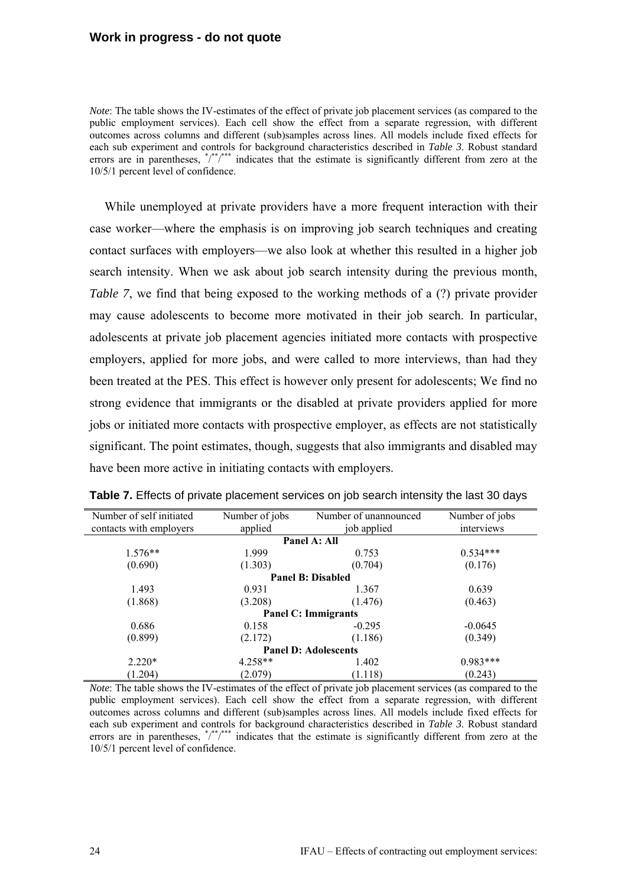*Note*: The table shows the IV-estimates of the effect of private job placement services (as compared to the public employment services). Each cell show the effect from a separate regression, with different outcomes across columns and different (sub)samples across lines. All models include fixed effects for each sub experiment and controls for background characteristics described in *Table 3*. Robust standard errors are in parentheses, */**/*** indicates that the estimate is significantly different from zero at the 10/5/1 percent level of confidence.

While unemployed at private providers have a more frequent interaction with their case worker—where the emphasis is on improving job search techniques and creating contact surfaces with employers—we also look at whether this resulted in a higher job search intensity. When we ask about job search intensity during the previous month, *Table 7*, we find that being exposed to the working methods of a (?) private provider may cause adolescents to become more motivated in their job search. In particular, adolescents at private job placement agencies initiated more contacts with prospective employers, applied for more jobs, and were called to more interviews, than had they been treated at the PES. This effect is however only present for adolescents; We find no strong evidence that immigrants or the disabled at private providers applied for more jobs or initiated more contacts with prospective employer, as effects are not statistically significant. The point estimates, though, suggests that also immigrants and disabled may have been more active in initiating contacts with employers.

**Table 7.** Effects of private placement services on job search intensity the last 30 days

| Number of self initiated contacts with employers | Number of jobs applied | Number of unannounced job applied | Number of jobs interviews |
|---|---|---|---|
| **Panel A: All** | | | |
| 1.576** | 1.999 | 0.753 | 0.534*** |
| (0.690) | (1.303) | (0.704) | (0.176) |
| **Panel B: Disabled** | | | |
| 1.493 | 0.931 | 1.367 | 0.639 |
| (1.868) | (3.208) | (1.476) | (0.463) |
| **Panel C: Immigrants** | | | |
| 0.686 | 0.158 | -0.295 | -0.0645 |
| (0.899) | (2.172) | (1.186) | (0.349) |
| **Panel D: Adolescents** | | | |
| 2.220* | 4.258** | 1.402 | 0.983*** |
| (1.204) | (2.079) | (1.118) | (0.243) |

*Note*: The table shows the IV-estimates of the effect of private job placement services (as compared to the public employment services). Each cell show the effect from a separate regression, with different outcomes across columns and different (sub)samples across lines. All models include fixed effects for each sub experiment and controls for background characteristics described in *Table 3*. Robust standard errors are in parentheses, */**/*** indicates that the estimate is significantly different from zero at the 10/5/1 percent level of confidence.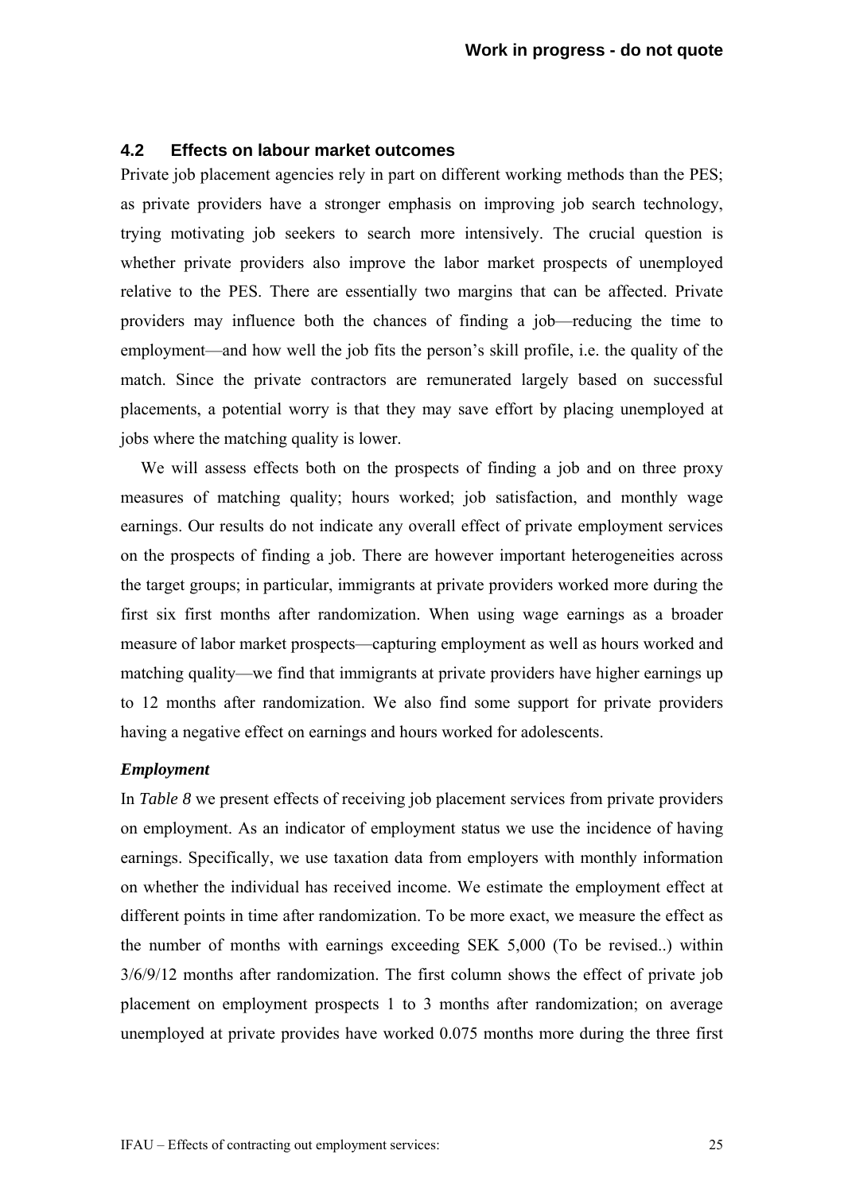## 4.2 Effects on labour market outcomes

Private job placement agencies rely in part on different working methods than the PES; as private providers have a stronger emphasis on improving job search technology, trying motivating job seekers to search more intensively. The crucial question is whether private providers also improve the labor market prospects of unemployed relative to the PES. There are essentially two margins that can be affected. Private providers may influence both the chances of finding a job—reducing the time to employment—and how well the job fits the person's skill profile, i.e. the quality of the match. Since the private contractors are remunerated largely based on successful placements, a potential worry is that they may save effort by placing unemployed at jobs where the matching quality is lower.

We will assess effects both on the prospects of finding a job and on three proxy measures of matching quality; hours worked; job satisfaction, and monthly wage earnings. Our results do not indicate any overall effect of private employment services on the prospects of finding a job. There are however important heterogeneities across the target groups; in particular, immigrants at private providers worked more during the first six first months after randomization. When using wage earnings as a broader measure of labor market prospects—capturing employment as well as hours worked and matching quality—we find that immigrants at private providers have higher earnings up to 12 months after randomization. We also find some support for private providers having a negative effect on earnings and hours worked for adolescents.

### *Employment*

In *Table 8* we present effects of receiving job placement services from private providers on employment. As an indicator of employment status we use the incidence of having earnings. Specifically, we use taxation data from employers with monthly information on whether the individual has received income. We estimate the employment effect at different points in time after randomization. To be more exact, we measure the effect as the number of months with earnings exceeding SEK 5,000 (To be revised..) within 3/6/9/12 months after randomization. The first column shows the effect of private job placement on employment prospects 1 to 3 months after randomization; on average unemployed at private provides have worked 0.075 months more during the three first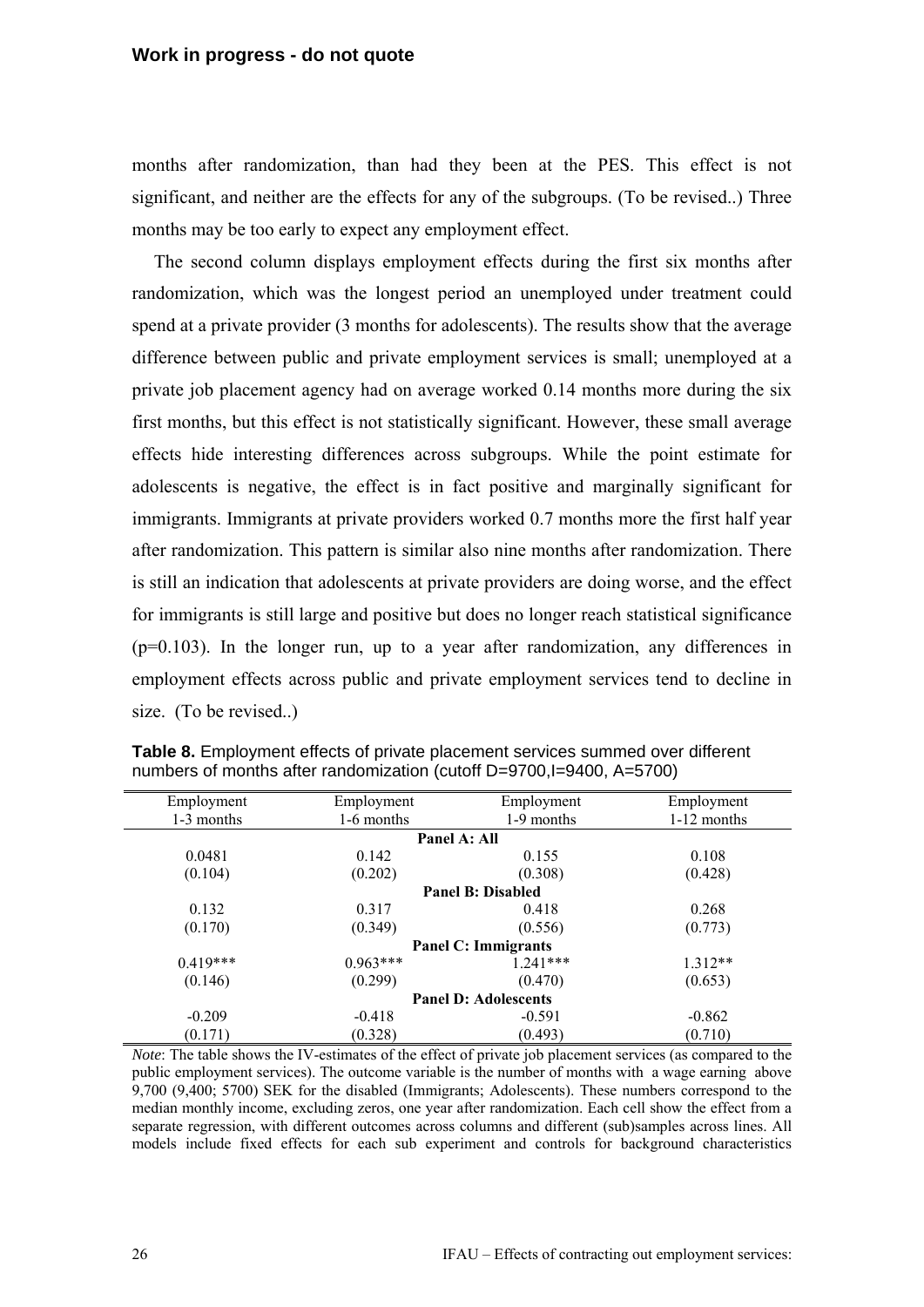months after randomization, than had they been at the PES. This effect is not significant, and neither are the effects for any of the subgroups. (To be revised..) Three months may be too early to expect any employment effect.

The second column displays employment effects during the first six months after randomization, which was the longest period an unemployed under treatment could spend at a private provider (3 months for adolescents). The results show that the average difference between public and private employment services is small; unemployed at a private job placement agency had on average worked 0.14 months more during the six first months, but this effect is not statistically significant. However, these small average effects hide interesting differences across subgroups. While the point estimate for adolescents is negative, the effect is in fact positive and marginally significant for immigrants. Immigrants at private providers worked 0.7 months more the first half year after randomization. This pattern is similar also nine months after randomization. There is still an indication that adolescents at private providers are doing worse, and the effect for immigrants is still large and positive but does no longer reach statistical significance (p=0.103). In the longer run, up to a year after randomization, any differences in employment effects across public and private employment services tend to decline in size. (To be revised..)

**Table 8.** Employment effects of private placement services summed over different numbers of months after randomization (cutoff D=9700,I=9400, A=5700)

| Employment 1-3 months | Employment 1-6 months | Employment 1-9 months | Employment 1-12 months |
|---|---|---|---|
| **Panel A: All** | | | |
| 0.0481 | 0.142 | 0.155 | 0.108 |
| (0.104) | (0.202) | (0.308) | (0.428) |
| **Panel B: Disabled** | | | |
| 0.132 | 0.317 | 0.418 | 0.268 |
| (0.170) | (0.349) | (0.556) | (0.773) |
| **Panel C: Immigrants** | | | |
| 0.419*** | 0.963*** | 1.241*** | 1.312** |
| (0.146) | (0.299) | (0.470) | (0.653) |
| **Panel D: Adolescents** | | | |
| -0.209 | -0.418 | -0.591 | -0.862 |
| (0.171) | (0.328) | (0.493) | (0.710) |

*Note*: The table shows the IV-estimates of the effect of private job placement services (as compared to the public employment services). The outcome variable is the number of months with a wage earning above 9,700 (9,400; 5700) SEK for the disabled (Immigrants; Adolescents). These numbers correspond to the median monthly income, excluding zeros, one year after randomization. Each cell show the effect from a separate regression, with different outcomes across columns and different (sub)samples across lines. All models include fixed effects for each sub experiment and controls for background characteristics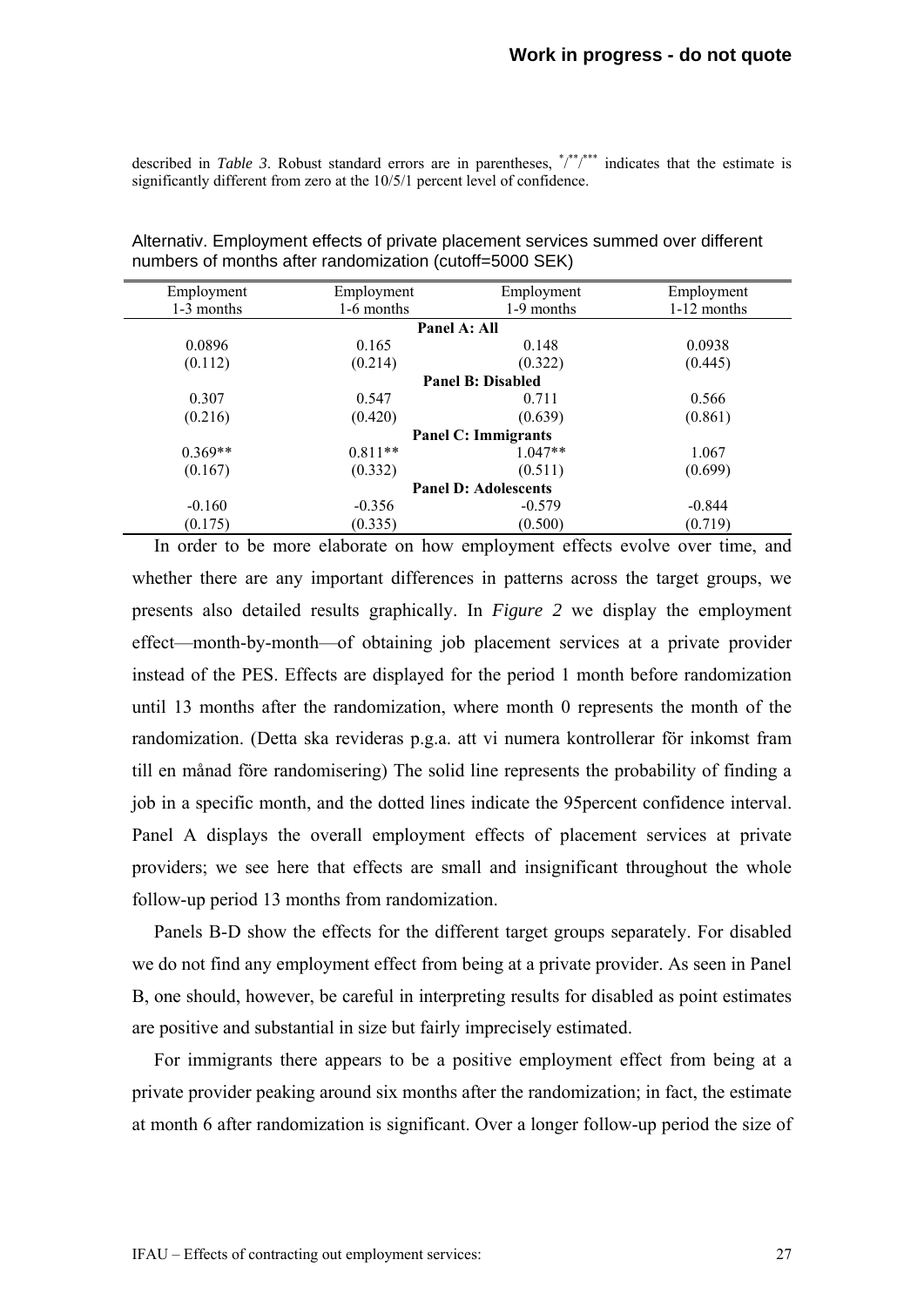described in *Table 3*. Robust standard errors are in parentheses, */**/*** indicates that the estimate is significantly different from zero at the 10/5/1 percent level of confidence.

Alternativ. Employment effects of private placement services summed over different numbers of months after randomization (cutoff=5000 SEK)

| Employment 1-3 months | Employment 1-6 months | Employment 1-9 months | Employment 1-12 months |
|---|---|---|---|
| **Panel A: All** | | | |
| 0.0896 | 0.165 | 0.148 | 0.0938 |
| (0.112) | (0.214) | (0.322) | (0.445) |
| **Panel B: Disabled** | | | |
| 0.307 | 0.547 | 0.711 | 0.566 |
| (0.216) | (0.420) | (0.639) | (0.861) |
| **Panel C: Immigrants** | | | |
| 0.369** | 0.811** | 1.047** | 1.067 |
| (0.167) | (0.332) | (0.511) | (0.699) |
| **Panel D: Adolescents** | | | |
| -0.160 | -0.356 | -0.579 | -0.844 |
| (0.175) | (0.335) | (0.500) | (0.719) |

In order to be more elaborate on how employment effects evolve over time, and whether there are any important differences in patterns across the target groups, we presents also detailed results graphically. In *Figure 2* we display the employment effect—month-by-month—of obtaining job placement services at a private provider instead of the PES. Effects are displayed for the period 1 month before randomization until 13 months after the randomization, where month 0 represents the month of the randomization. (Detta ska revideras p.g.a. att vi numera kontrollerar för inkomst fram till en månad före randomisering) The solid line represents the probability of finding a job in a specific month, and the dotted lines indicate the 95percent confidence interval. Panel A displays the overall employment effects of placement services at private providers; we see here that effects are small and insignificant throughout the whole follow-up period 13 months from randomization.

Panels B-D show the effects for the different target groups separately. For disabled we do not find any employment effect from being at a private provider. As seen in Panel B, one should, however, be careful in interpreting results for disabled as point estimates are positive and substantial in size but fairly imprecisely estimated.

For immigrants there appears to be a positive employment effect from being at a private provider peaking around six months after the randomization; in fact, the estimate at month 6 after randomization is significant. Over a longer follow-up period the size of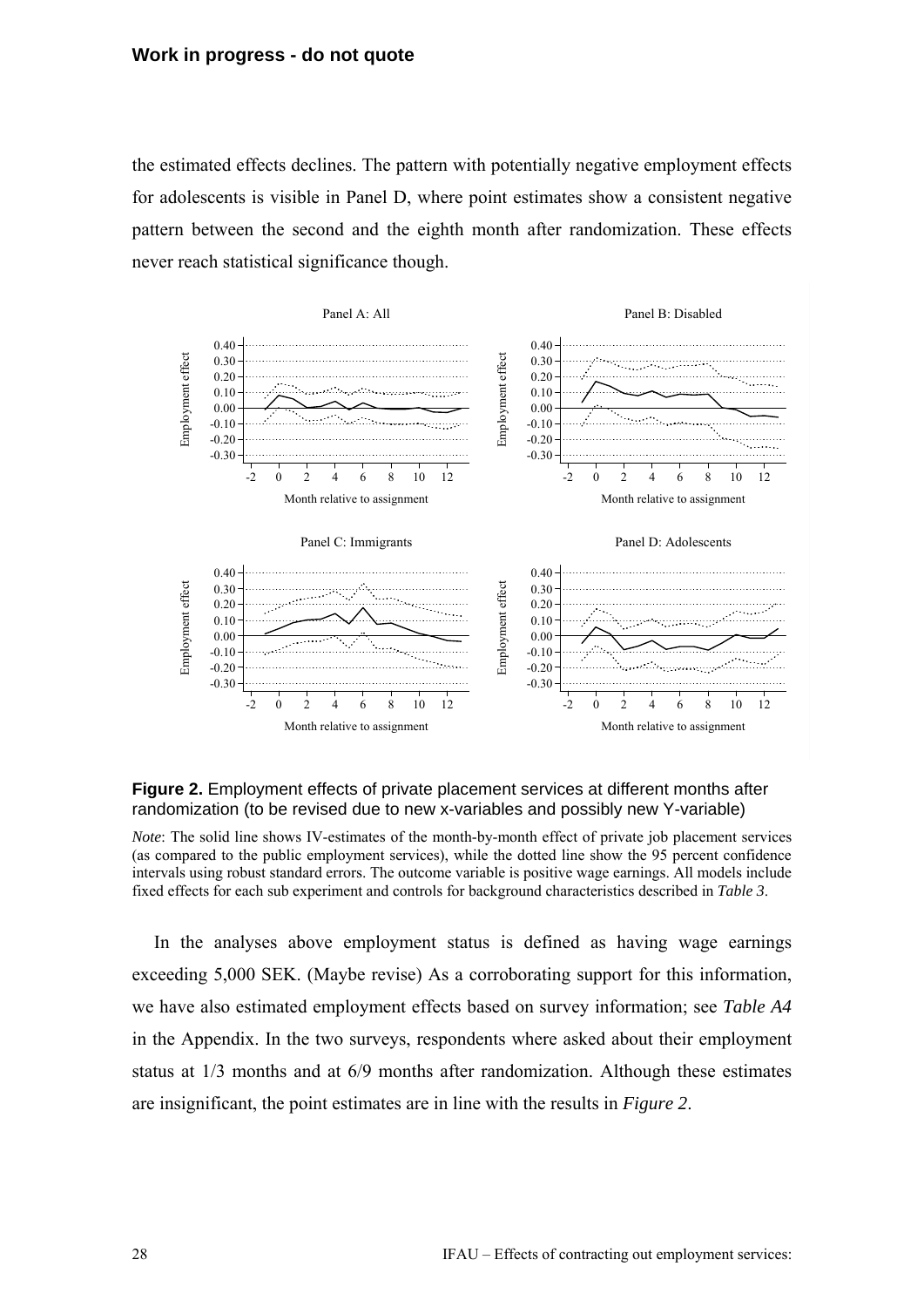the estimated effects declines. The pattern with potentially negative employment effects for adolescents is visible in Panel D, where point estimates show a consistent negative pattern between the second and the eighth month after randomization. These effects never reach statistical significance though.

**Figure 2.** Employment effects of private placement services at different months after randomization (to be revised due to new x-variables and possibly new Y-variable)

*Note*: The solid line shows IV-estimates of the month-by-month effect of private job placement services (as compared to the public employment services), while the dotted line show the 95 percent confidence intervals using robust standard errors. The outcome variable is positive wage earnings. All models include fixed effects for each sub experiment and controls for background characteristics described in ***Table 3***.

In the analyses above employment status is defined as having wage earnings exceeding 5,000 SEK. (Maybe revise) As a corroborating support for this information, we have also estimated employment effects based on survey information; see ***Table A4*** in the Appendix. In the two surveys, respondents where asked about their employment status at 1/3 months and at 6/9 months after randomization. Although these estimates are insignificant, the point estimates are in line with the results in ***Figure 2***.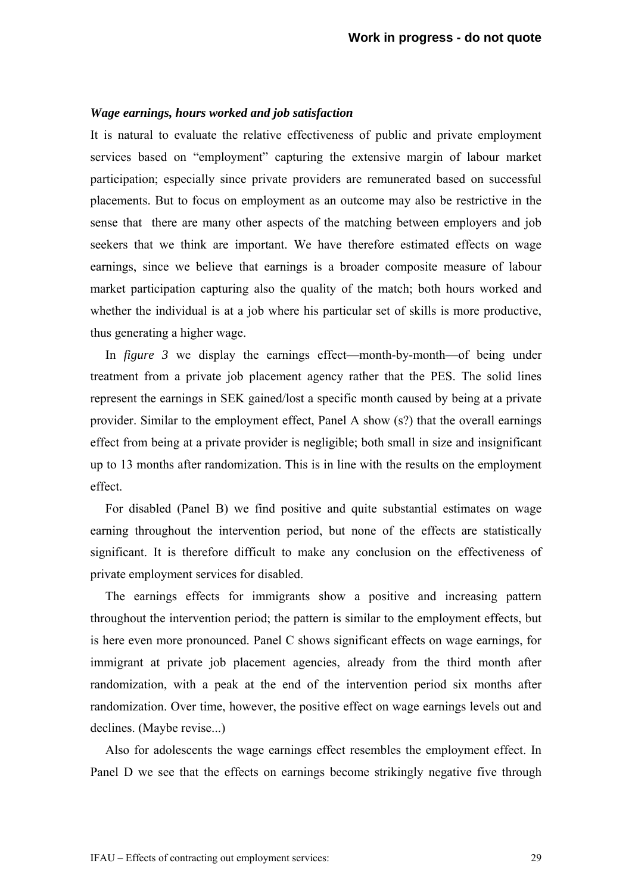### *Wage earnings, hours worked and job satisfaction*

It is natural to evaluate the relative effectiveness of public and private employment services based on "employment" capturing the extensive margin of labour market participation; especially since private providers are remunerated based on successful placements. But to focus on employment as an outcome may also be restrictive in the sense that there are many other aspects of the matching between employers and job seekers that we think are important. We have therefore estimated effects on wage earnings, since we believe that earnings is a broader composite measure of labour market participation capturing also the quality of the match; both hours worked and whether the individual is at a job where his particular set of skills is more productive, thus generating a higher wage.

In *figure 3* we display the earnings effect—month-by-month—of being under treatment from a private job placement agency rather that the PES. The solid lines represent the earnings in SEK gained/lost a specific month caused by being at a private provider. Similar to the employment effect, Panel A show (s?) that the overall earnings effect from being at a private provider is negligible; both small in size and insignificant up to 13 months after randomization. This is in line with the results on the employment effect.

For disabled (Panel B) we find positive and quite substantial estimates on wage earning throughout the intervention period, but none of the effects are statistically significant. It is therefore difficult to make any conclusion on the effectiveness of private employment services for disabled.

The earnings effects for immigrants show a positive and increasing pattern throughout the intervention period; the pattern is similar to the employment effects, but is here even more pronounced. Panel C shows significant effects on wage earnings, for immigrant at private job placement agencies, already from the third month after randomization, with a peak at the end of the intervention period six months after randomization. Over time, however, the positive effect on wage earnings levels out and declines. (Maybe revise...)

Also for adolescents the wage earnings effect resembles the employment effect. In Panel D we see that the effects on earnings become strikingly negative five through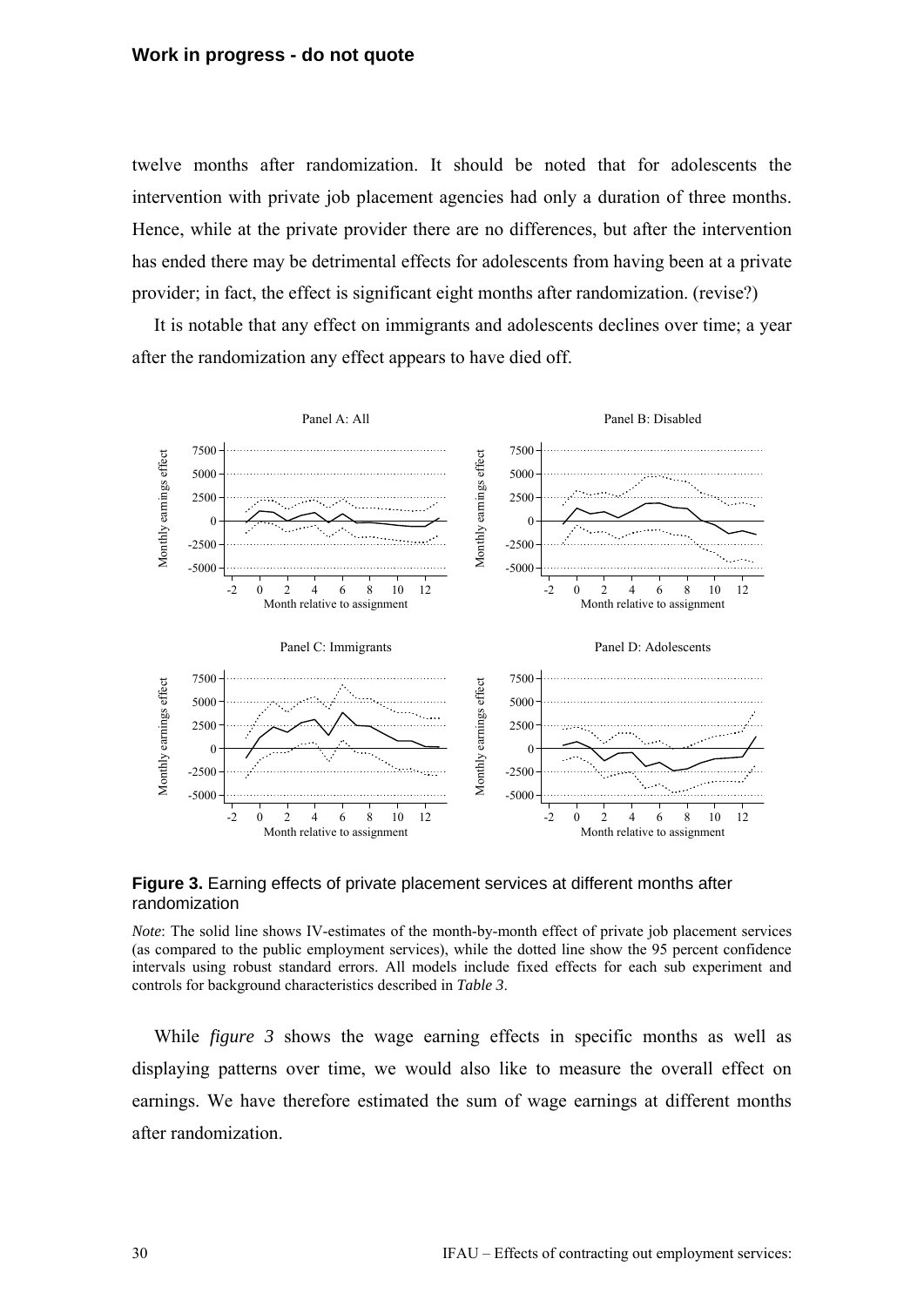twelve months after randomization. It should be noted that for adolescents the intervention with private job placement agencies had only a duration of three months. Hence, while at the private provider there are no differences, but after the intervention has ended there may be detrimental effects for adolescents from having been at a private provider; in fact, the effect is significant eight months after randomization. (revise?)

It is notable that any effect on immigrants and adolescents declines over time; a year after the randomization any effect appears to have died off.

**Figure 3.** Earning effects of private placement services at different months after randomization

*Note*: The solid line shows IV-estimates of the month-by-month effect of private job placement services (as compared to the public employment services), while the dotted line show the 95 percent confidence intervals using robust standard errors. All models include fixed effects for each sub experiment and controls for background characteristics described in *Table 3*.

While *figure 3* shows the wage earning effects in specific months as well as displaying patterns over time, we would also like to measure the overall effect on earnings. We have therefore estimated the sum of wage earnings at different months after randomization.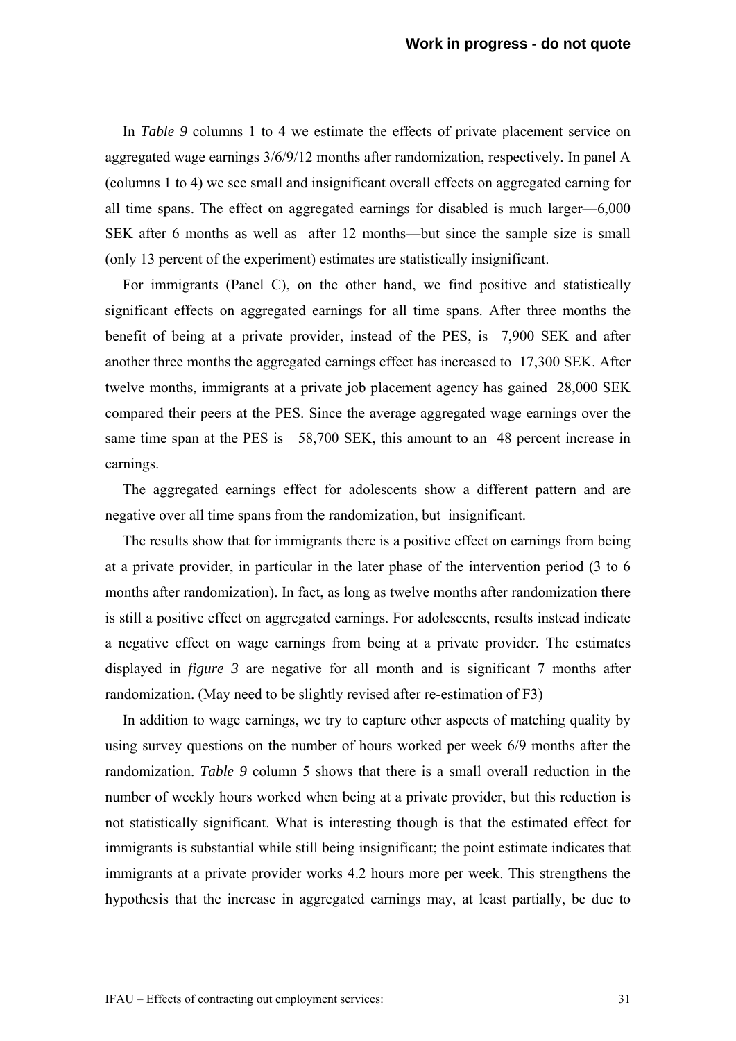In *Table 9* columns 1 to 4 we estimate the effects of private placement service on aggregated wage earnings 3/6/9/12 months after randomization, respectively. In panel A (columns 1 to 4) we see small and insignificant overall effects on aggregated earning for all time spans. The effect on aggregated earnings for disabled is much larger—6,000 SEK after 6 months as well as after 12 months—but since the sample size is small (only 13 percent of the experiment) estimates are statistically insignificant.

For immigrants (Panel C), on the other hand, we find positive and statistically significant effects on aggregated earnings for all time spans. After three months the benefit of being at a private provider, instead of the PES, is 7,900 SEK and after another three months the aggregated earnings effect has increased to 17,300 SEK. After twelve months, immigrants at a private job placement agency has gained 28,000 SEK compared their peers at the PES. Since the average aggregated wage earnings over the same time span at the PES is 58,700 SEK, this amount to an 48 percent increase in earnings.

The aggregated earnings effect for adolescents show a different pattern and are negative over all time spans from the randomization, but insignificant.

The results show that for immigrants there is a positive effect on earnings from being at a private provider, in particular in the later phase of the intervention period (3 to 6 months after randomization). In fact, as long as twelve months after randomization there is still a positive effect on aggregated earnings. For adolescents, results instead indicate a negative effect on wage earnings from being at a private provider. The estimates displayed in *figure 3* are negative for all month and is significant 7 months after randomization. (May need to be slightly revised after re-estimation of F3)

In addition to wage earnings, we try to capture other aspects of matching quality by using survey questions on the number of hours worked per week 6/9 months after the randomization. *Table 9* column 5 shows that there is a small overall reduction in the number of weekly hours worked when being at a private provider, but this reduction is not statistically significant. What is interesting though is that the estimated effect for immigrants is substantial while still being insignificant; the point estimate indicates that immigrants at a private provider works 4.2 hours more per week. This strengthens the hypothesis that the increase in aggregated earnings may, at least partially, be due to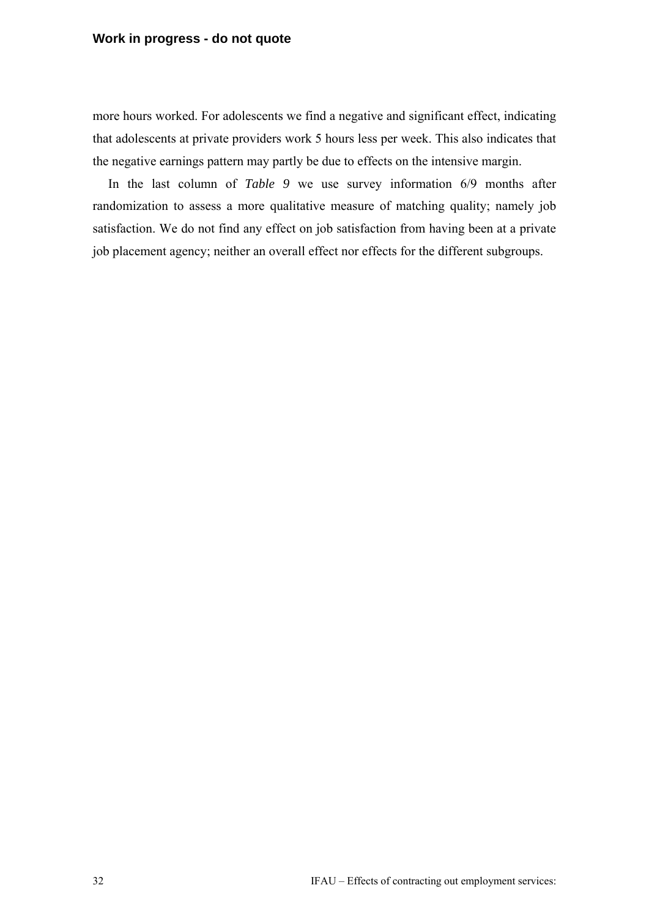more hours worked. For adolescents we find a negative and significant effect, indicating that adolescents at private providers work 5 hours less per week. This also indicates that the negative earnings pattern may partly be due to effects on the intensive margin.

In the last column of *Table 9* we use survey information 6/9 months after randomization to assess a more qualitative measure of matching quality; namely job satisfaction. We do not find any effect on job satisfaction from having been at a private job placement agency; neither an overall effect nor effects for the different subgroups.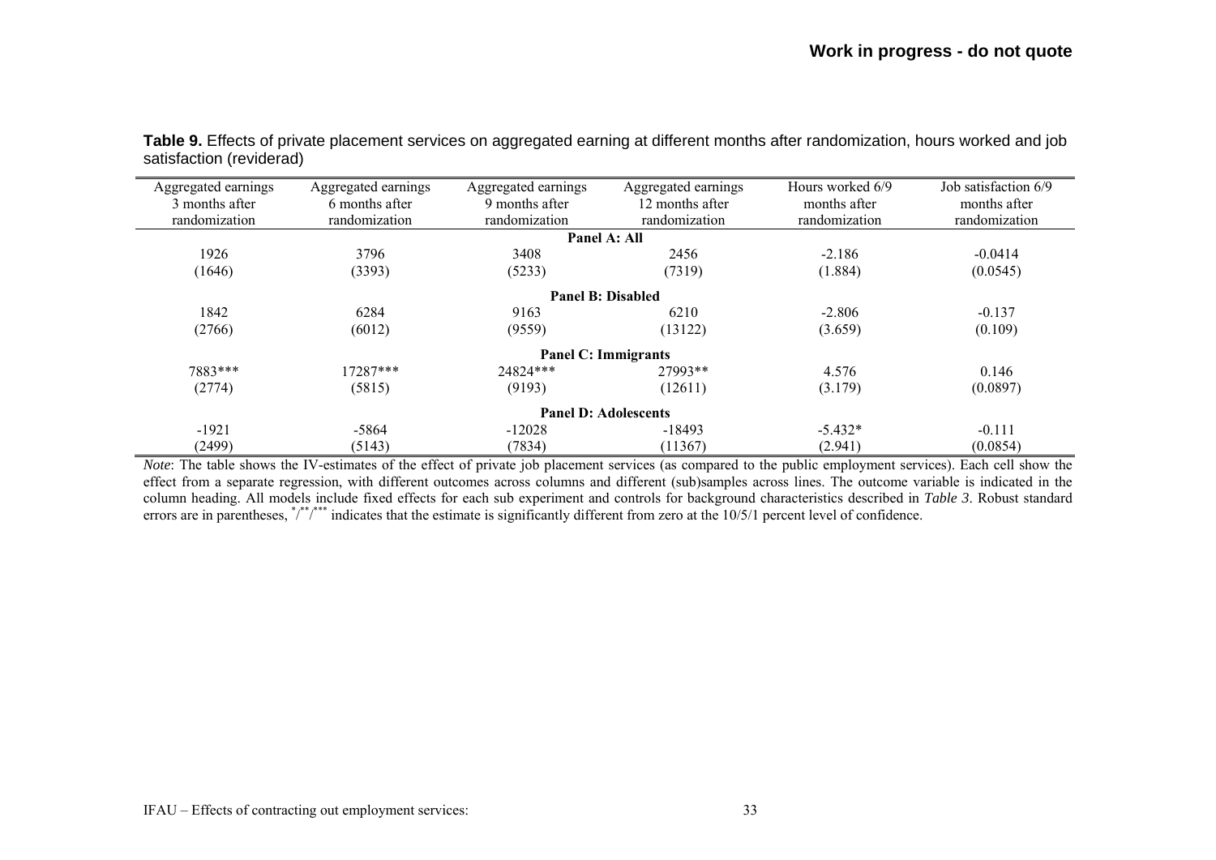**Table 9.** Effects of private placement services on aggregated earning at different months after randomization, hours worked and job satisfaction (reviderad)

| Aggregated earnings 3 months after randomization | Aggregated earnings 6 months after randomization | Aggregated earnings 9 months after randomization | Aggregated earnings 12 months after randomization | Hours worked 6/9 months after randomization | Job satisfaction 6/9 months after randomization |
|---|---|---|---|---|---|
| **Panel A: All** | | | | | |
| 1926 | 3796 | 3408 | 2456 | -2.186 | -0.0414 |
| (1646) | (3393) | (5233) | (7319) | (1.884) | (0.0545) |
| **Panel B: Disabled** | | | | | |
| 1842 | 6284 | 9163 | 6210 | -2.806 | -0.137 |
| (2766) | (6012) | (9559) | (13122) | (3.659) | (0.109) |
| **Panel C: Immigrants** | | | | | |
| 7883*** | 17287*** | 24824*** | 27993** | 4.576 | 0.146 |
| (2774) | (5815) | (9193) | (12611) | (3.179) | (0.0897) |
| **Panel D: Adolescents** | | | | | |
| -1921 | -5864 | -12028 | -18493 | -5.432* | -0.111 |
| (2499) | (5143) | (7834) | (11367) | (2.941) | (0.0854) |

*Note*: The table shows the IV-estimates of the effect of private job placement services (as compared to the public employment services). Each cell show the effect from a separate regression, with different outcomes across columns and different (sub)samples across lines. The outcome variable is indicated in the column heading. All models include fixed effects for each sub experiment and controls for background characteristics described in *Table 3*. Robust standard errors are in parentheses, */**/*** indicates that the estimate is significantly different from zero at the 10/5/1 percent level of confidence.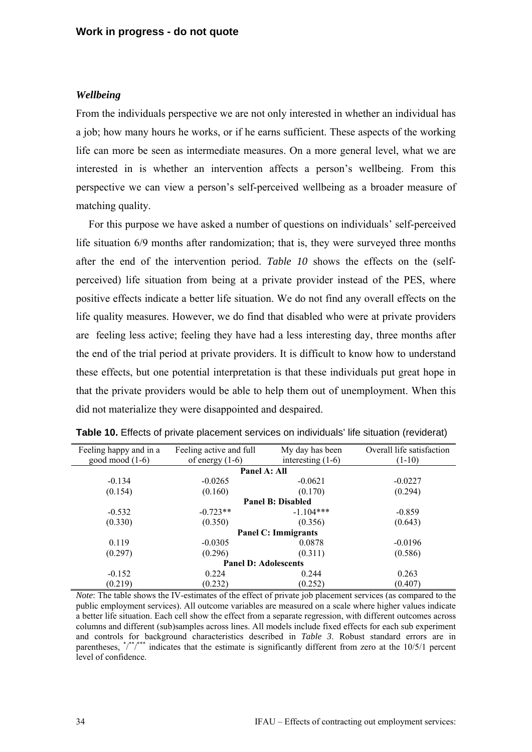### *Wellbeing*

From the individuals perspective we are not only interested in whether an individual has a job; how many hours he works, or if he earns sufficient. These aspects of the working life can more be seen as intermediate measures. On a more general level, what we are interested in is whether an intervention affects a person's wellbeing. From this perspective we can view a person's self-perceived wellbeing as a broader measure of matching quality.

For this purpose we have asked a number of questions on individuals' self-perceived life situation 6/9 months after randomization; that is, they were surveyed three months after the end of the intervention period. *Table 10* shows the effects on the (self-perceived) life situation from being at a private provider instead of the PES, where positive effects indicate a better life situation. We do not find any overall effects on the life quality measures. However, we do find that disabled who were at private providers are feeling less active; feeling they have had a less interesting day, three months after the end of the trial period at private providers. It is difficult to know how to understand these effects, but one potential interpretation is that these individuals put great hope in that the private providers would be able to help them out of unemployment. When this did not materialize they were disappointed and despaired.

**Table 10.** Effects of private placement services on individuals' life situation (reviderat)

| Feeling happy and in a good mood (1-6) | Feeling active and full of energy (1-6) | My day has been interesting (1-6) | Overall life satisfaction (1-10) |
|---|---|---|---|
| **Panel A: All** | | | |
| -0.134 | -0.0265 | -0.0621 | -0.0227 |
| (0.154) | (0.160) | (0.170) | (0.294) |
| **Panel B: Disabled** | | | |
| -0.532 | -0.723** | -1.104*** | -0.859 |
| (0.330) | (0.350) | (0.356) | (0.643) |
| **Panel C: Immigrants** | | | |
| 0.119 | -0.0305 | 0.0878 | -0.0196 |
| (0.297) | (0.296) | (0.311) | (0.586) |
| **Panel D: Adolescents** | | | |
| -0.152 | 0.224 | 0.244 | 0.263 |
| (0.219) | (0.232) | (0.252) | (0.407) |

*Note*: The table shows the IV-estimates of the effect of private job placement services (as compared to the public employment services). All outcome variables are measured on a scale where higher values indicate a better life situation. Each cell show the effect from a separate regression, with different outcomes across columns and different (sub)samples across lines. All models include fixed effects for each sub experiment and controls for background characteristics described in *Table 3*. Robust standard errors are in parentheses, */**/*** indicates that the estimate is significantly different from zero at the 10/5/1 percent level of confidence.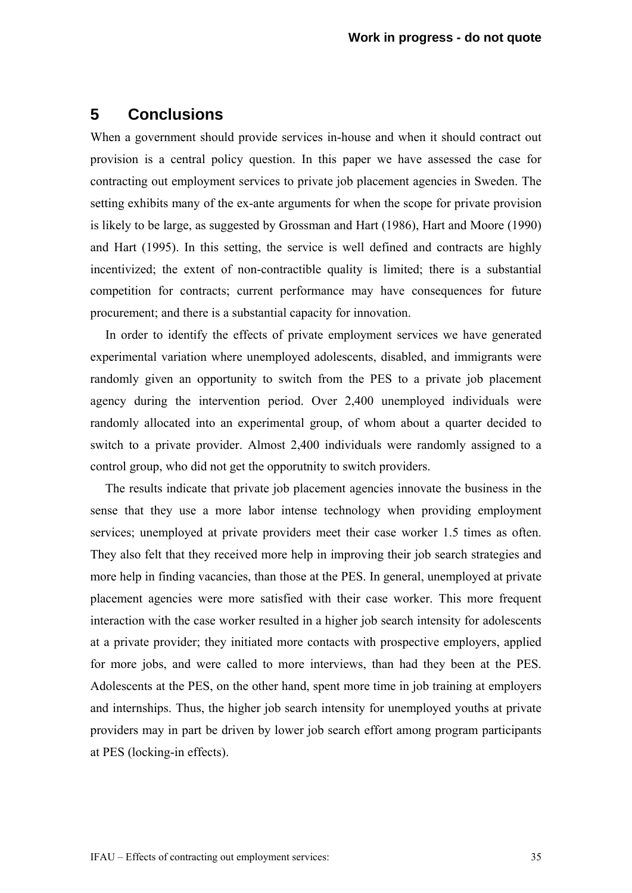## 5 Conclusions

When a government should provide services in-house and when it should contract out provision is a central policy question. In this paper we have assessed the case for contracting out employment services to private job placement agencies in Sweden. The setting exhibits many of the ex-ante arguments for when the scope for private provision is likely to be large, as suggested by Grossman and Hart (1986), Hart and Moore (1990) and Hart (1995). In this setting, the service is well defined and contracts are highly incentivized; the extent of non-contractible quality is limited; there is a substantial competition for contracts; current performance may have consequences for future procurement; and there is a substantial capacity for innovation.

In order to identify the effects of private employment services we have generated experimental variation where unemployed adolescents, disabled, and immigrants were randomly given an opportunity to switch from the PES to a private job placement agency during the intervention period. Over 2,400 unemployed individuals were randomly allocated into an experimental group, of whom about a quarter decided to switch to a private provider. Almost 2,400 individuals were randomly assigned to a control group, who did not get the opporutnity to switch providers.

The results indicate that private job placement agencies innovate the business in the sense that they use a more labor intense technology when providing employment services; unemployed at private providers meet their case worker 1.5 times as often. They also felt that they received more help in improving their job search strategies and more help in finding vacancies, than those at the PES. In general, unemployed at private placement agencies were more satisfied with their case worker. This more frequent interaction with the case worker resulted in a higher job search intensity for adolescents at a private provider; they initiated more contacts with prospective employers, applied for more jobs, and were called to more interviews, than had they been at the PES. Adolescents at the PES, on the other hand, spent more time in job training at employers and internships. Thus, the higher job search intensity for unemployed youths at private providers may in part be driven by lower job search effort among program participants at PES (locking-in effects).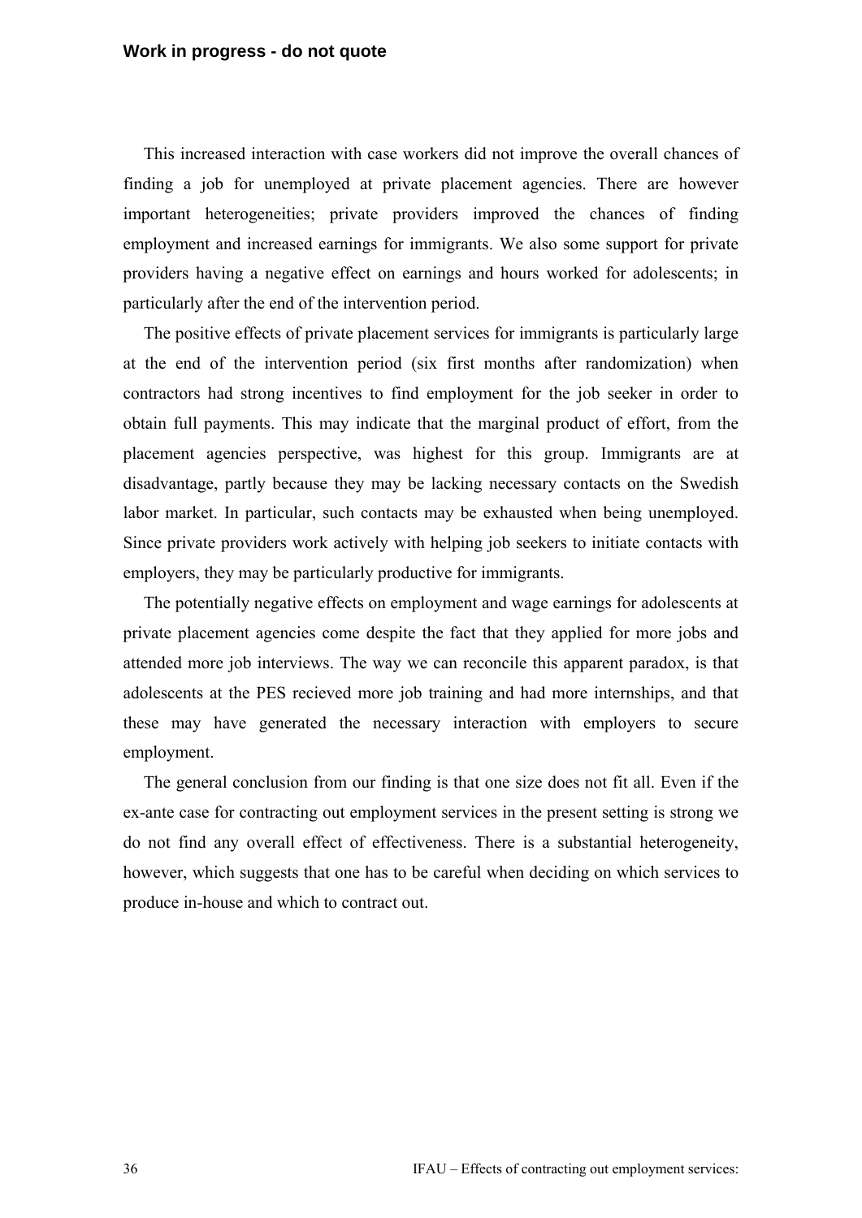This increased interaction with case workers did not improve the overall chances of finding a job for unemployed at private placement agencies. There are however important heterogeneities; private providers improved the chances of finding employment and increased earnings for immigrants. We also some support for private providers having a negative effect on earnings and hours worked for adolescents; in particularly after the end of the intervention period.

The positive effects of private placement services for immigrants is particularly large at the end of the intervention period (six first months after randomization) when contractors had strong incentives to find employment for the job seeker in order to obtain full payments. This may indicate that the marginal product of effort, from the placement agencies perspective, was highest for this group. Immigrants are at disadvantage, partly because they may be lacking necessary contacts on the Swedish labor market. In particular, such contacts may be exhausted when being unemployed. Since private providers work actively with helping job seekers to initiate contacts with employers, they may be particularly productive for immigrants.

The potentially negative effects on employment and wage earnings for adolescents at private placement agencies come despite the fact that they applied for more jobs and attended more job interviews. The way we can reconcile this apparent paradox, is that adolescents at the PES recieved more job training and had more internships, and that these may have generated the necessary interaction with employers to secure employment.

The general conclusion from our finding is that one size does not fit all. Even if the ex-ante case for contracting out employment services in the present setting is strong we do not find any overall effect of effectiveness. There is a substantial heterogeneity, however, which suggests that one has to be careful when deciding on which services to produce in-house and which to contract out.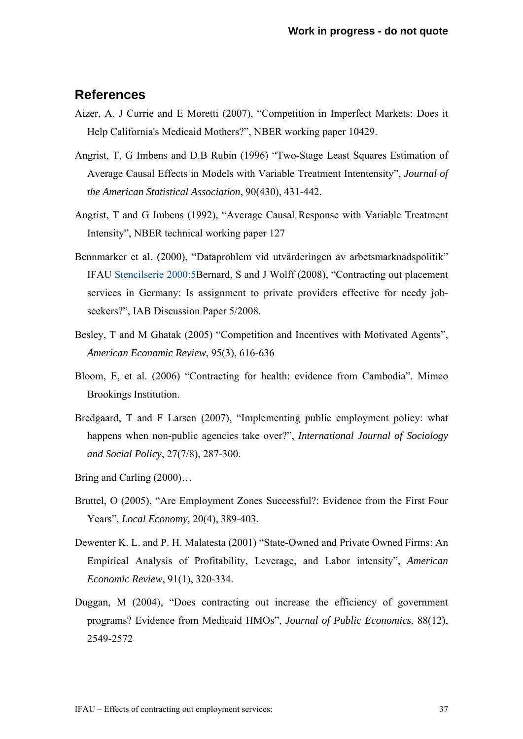## References

Aizer, A, J Currie and E Moretti (2007), "Competition in Imperfect Markets: Does it Help California's Medicaid Mothers?", NBER working paper 10429.

Angrist, T, G Imbens and D.B Rubin (1996) "Two-Stage Least Squares Estimation of Average Causal Effects in Models with Variable Treatment Intentensity", *Journal of the American Statistical Association*, 90(430), 431-442.

Angrist, T and G Imbens (1992), "Average Causal Response with Variable Treatment Intensity", NBER technical working paper 127

Bennmarker et al. (2000), "Dataproblem vid utvärderingen av arbetsmarknadspolitik" IFAU Stencilserie 2000:5Bernard, S and J Wolff (2008), "Contracting out placement services in Germany: Is assignment to private providers effective for needy job-seekers?", IAB Discussion Paper 5/2008.

Besley, T and M Ghatak (2005) "Competition and Incentives with Motivated Agents", *American Economic Review*, 95(3), 616-636

Bloom, E, et al. (2006) "Contracting for health: evidence from Cambodia". Mimeo Brookings Institution.

Bredgaard, T and F Larsen (2007), "Implementing public employment policy: what happens when non-public agencies take over?", *International Journal of Sociology and Social Policy*, 27(7/8), 287-300.

Bring and Carling (2000)…

Bruttel, O (2005), "Are Employment Zones Successful?: Evidence from the First Four Years", *Local Economy,* 20(4), 389-403.

Dewenter K. L. and P. H. Malatesta (2001) "State-Owned and Private Owned Firms: An Empirical Analysis of Profitability, Leverage, and Labor intensity", *American Economic Review*, 91(1), 320-334.

Duggan, M (2004), "Does contracting out increase the efficiency of government programs? Evidence from Medicaid HMOs", *Journal of Public Economics*, 88(12), 2549-2572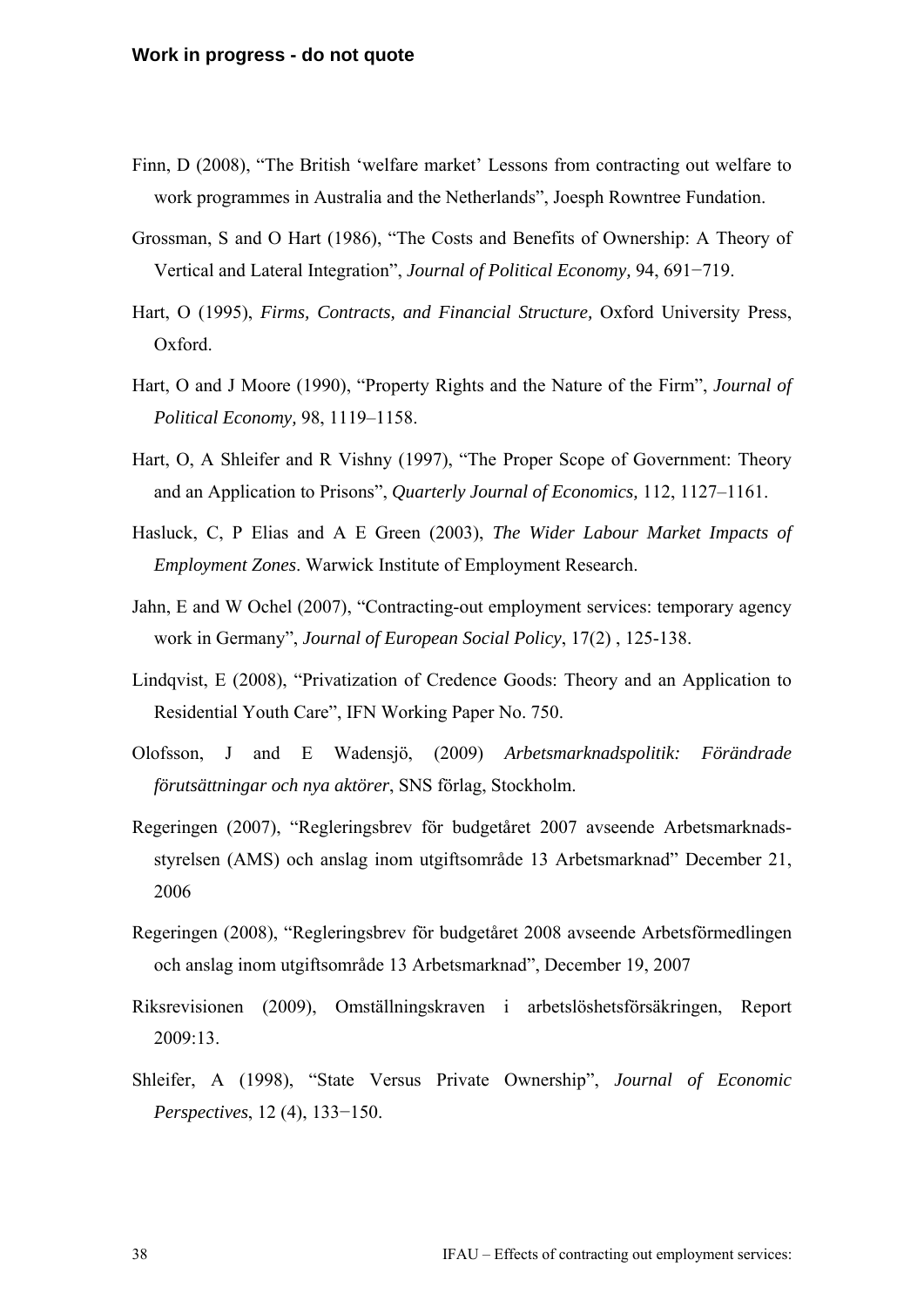Finn, D (2008), “The British ‘welfare market’ Lessons from contracting out welfare to work programmes in Australia and the Netherlands”, Joesph Rowntree Fundation.

Grossman, S and O Hart (1986), “The Costs and Benefits of Ownership: A Theory of Vertical and Lateral Integration”, *Journal of Political Economy,* 94, 691−719.

Hart, O (1995), *Firms, Contracts, and Financial Structure,* Oxford University Press, Oxford.

Hart, O and J Moore (1990), “Property Rights and the Nature of the Firm”, *Journal of Political Economy,* 98, 1119–1158.

Hart, O, A Shleifer and R Vishny (1997), “The Proper Scope of Government: Theory and an Application to Prisons”, *Quarterly Journal of Economics,* 112, 1127–1161.

Hasluck, C, P Elias and A E Green (2003), *The Wider Labour Market Impacts of Employment Zones*. Warwick Institute of Employment Research.

Jahn, E and W Ochel (2007), “Contracting-out employment services: temporary agency work in Germany”, *Journal of European Social Policy*, 17(2) , 125-138.

Lindqvist, E (2008), “Privatization of Credence Goods: Theory and an Application to Residential Youth Care”, IFN Working Paper No. 750.

Olofsson, J and E Wadensjö, (2009) *Arbetsmarknadspolitik: Förändrade förutsättningar och nya aktörer*, SNS förlag, Stockholm.

Regeringen (2007), “Regleringsbrev för budgetåret 2007 avseende Arbetsmarknadsstyrelsen (AMS) och anslag inom utgiftsområde 13 Arbetsmarknad” December 21, 2006

Regeringen (2008), “Regleringsbrev för budgetåret 2008 avseende Arbetsförmedlingen och anslag inom utgiftsområde 13 Arbetsmarknad”, December 19, 2007

Riksrevisionen (2009), Omställningskraven i arbetslöshetsförsäkringen, Report 2009:13.

Shleifer, A (1998), “State Versus Private Ownership”, *Journal of Economic Perspectives*, 12 (4), 133−150.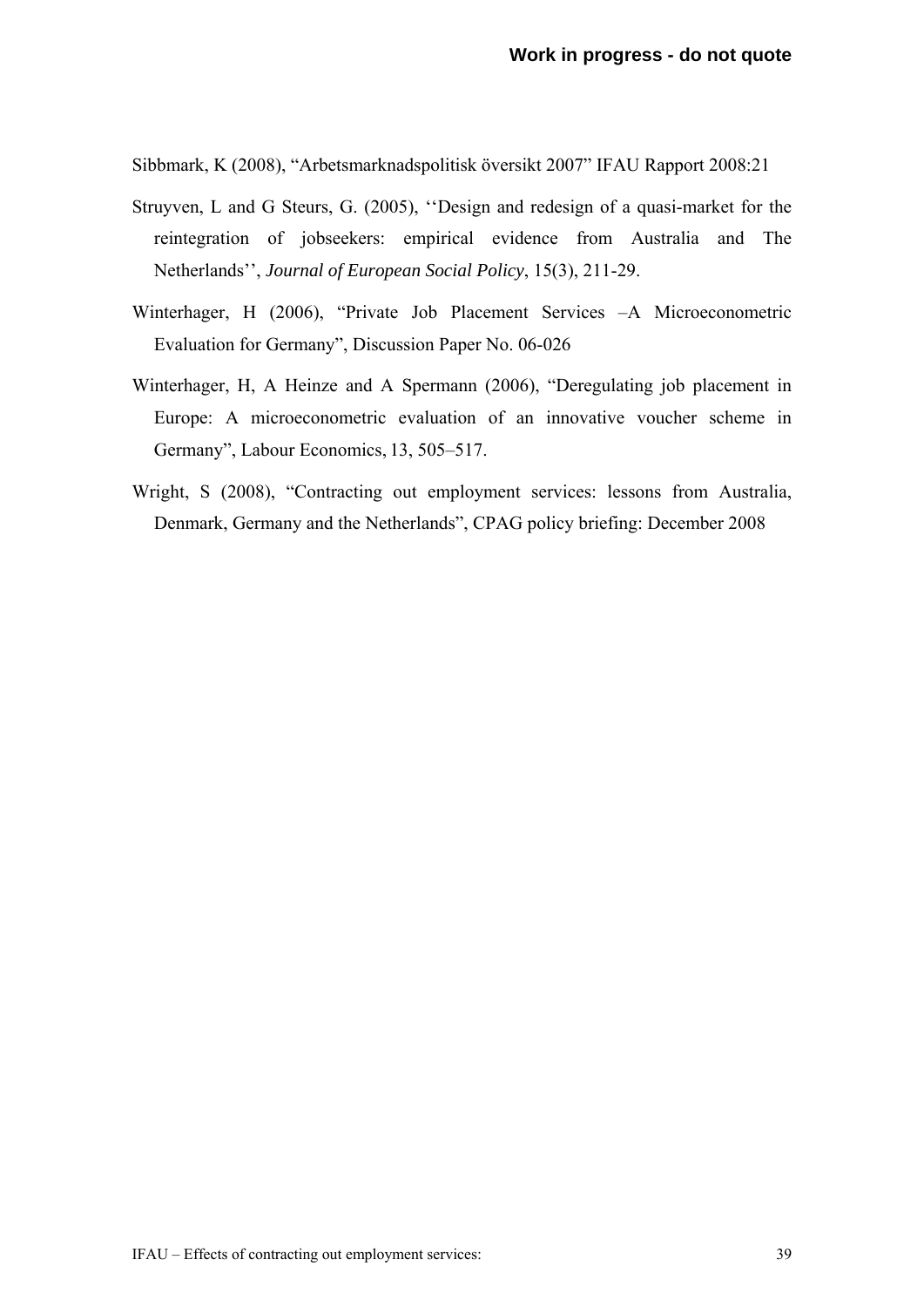Sibbmark, K (2008), “Arbetsmarknadspolitisk översikt 2007” IFAU Rapport 2008:21

Struyven, L and G Steurs, G. (2005), ‘‘Design and redesign of a quasi-market for the reintegration of jobseekers: empirical evidence from Australia and The Netherlands’’, *Journal of European Social Policy*, 15(3), 211-29.

Winterhager, H (2006), “Private Job Placement Services –A Microeconometric Evaluation for Germany”, Discussion Paper No. 06-026

Winterhager, H, A Heinze and A Spermann (2006), “Deregulating job placement in Europe: A microeconometric evaluation of an innovative voucher scheme in Germany”, Labour Economics, 13, 505–517.

Wright, S (2008), “Contracting out employment services: lessons from Australia, Denmark, Germany and the Netherlands”, CPAG policy briefing: December 2008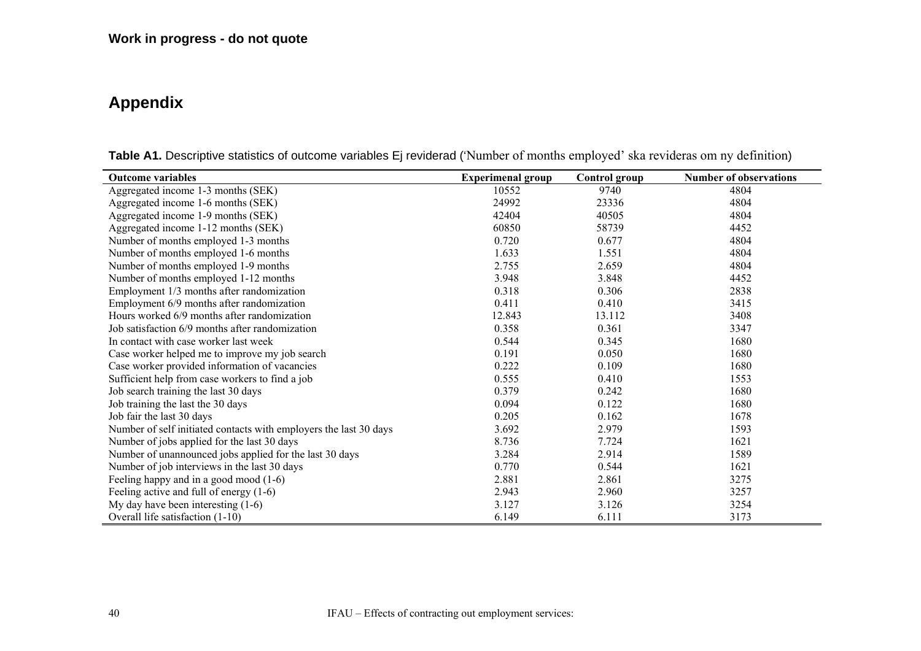**Work in progress - do not quote**

## Appendix

**Table A1.** Descriptive statistics of outcome variables Ej reviderad ('Number of months employed' ska revideras om ny definition)

| Outcome variables | Experimenal group | Control group | Number of observations |
|---|---|---|---|
| Aggregated income 1-3 months (SEK) | 10552 | 9740 | 4804 |
| Aggregated income 1-6 months (SEK) | 24992 | 23336 | 4804 |
| Aggregated income 1-9 months (SEK) | 42404 | 40505 | 4804 |
| Aggregated income 1-12 months (SEK) | 60850 | 58739 | 4452 |
| Number of months employed 1-3 months | 0.720 | 0.677 | 4804 |
| Number of months employed 1-6 months | 1.633 | 1.551 | 4804 |
| Number of months employed 1-9 months | 2.755 | 2.659 | 4804 |
| Number of months employed 1-12 months | 3.948 | 3.848 | 4452 |
| Employment 1/3 months after randomization | 0.318 | 0.306 | 2838 |
| Employment 6/9 months after randomization | 0.411 | 0.410 | 3415 |
| Hours worked 6/9 months after randomization | 12.843 | 13.112 | 3408 |
| Job satisfaction 6/9 months after randomization | 0.358 | 0.361 | 3347 |
| In contact with case worker last week | 0.544 | 0.345 | 1680 |
| Case worker helped me to improve my job search | 0.191 | 0.050 | 1680 |
| Case worker provided information of vacancies | 0.222 | 0.109 | 1680 |
| Sufficient help from case workers to find a job | 0.555 | 0.410 | 1553 |
| Job search training the last 30 days | 0.379 | 0.242 | 1680 |
| Job training the last the 30 days | 0.094 | 0.122 | 1680 |
| Job fair the last 30 days | 0.205 | 0.162 | 1678 |
| Number of self initiated contacts with employers the last 30 days | 3.692 | 2.979 | 1593 |
| Number of jobs applied for the last 30 days | 8.736 | 7.724 | 1621 |
| Number of unannounced jobs applied for the last 30 days | 3.284 | 2.914 | 1589 |
| Number of job interviews in the last 30 days | 0.770 | 0.544 | 1621 |
| Feeling happy and in a good mood (1-6) | 2.881 | 2.861 | 3275 |
| Feeling active and full of energy (1-6) | 2.943 | 2.960 | 3257 |
| My day have been interesting (1-6) | 3.127 | 3.126 | 3254 |
| Overall life satisfaction (1-10) | 6.149 | 6.111 | 3173 |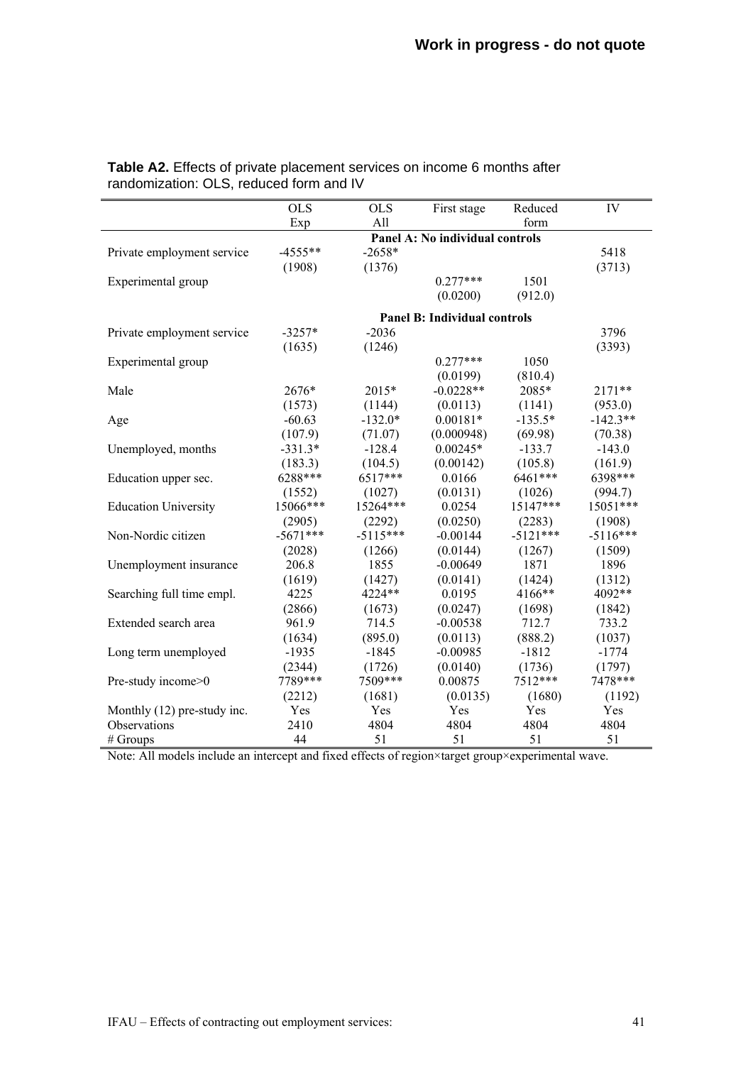**Table A2.** Effects of private placement services on income 6 months after randomization: OLS, reduced form and IV

| | OLS Exp | OLS All | First stage | Reduced form | IV |
|---|---|---|---|---|---|
| | | | **Panel A: No individual controls** | | |
| Private employment service | -4555** | -2658* | | | 5418 |
| | (1908) | (1376) | | | (3713) |
| Experimental group | | | 0.277*** | 1501 | |
| | | | (0.0200) | (912.0) | |
| | | | **Panel B: Individual controls** | | |
| Private employment service | -3257* | -2036 | | | 3796 |
| | (1635) | (1246) | | | (3393) |
| Experimental group | | | 0.277*** | 1050 | |
| | | | (0.0199) | (810.4) | |
| Male | 2676* | 2015* | -0.0228** | 2085* | 2171** |
| | (1573) | (1144) | (0.0113) | (1141) | (953.0) |
| Age | -60.63 | -132.0* | 0.00181* | -135.5* | -142.3** |
| | (107.9) | (71.07) | (0.000948) | (69.98) | (70.38) |
| Unemployed, months | -331.3* | -128.4 | 0.00245* | -133.7 | -143.0 |
| | (183.3) | (104.5) | (0.00142) | (105.8) | (161.9) |
| Education upper sec. | 6288*** | 6517*** | 0.0166 | 6461*** | 6398*** |
| | (1552) | (1027) | (0.0131) | (1026) | (994.7) |
| Education University | 15066*** | 15264*** | 0.0254 | 15147*** | 15051*** |
| | (2905) | (2292) | (0.0250) | (2283) | (1908) |
| Non-Nordic citizen | -5671*** | -5115*** | -0.00144 | -5121*** | -5116*** |
| | (2028) | (1266) | (0.0144) | (1267) | (1509) |
| Unemployment insurance | 206.8 | 1855 | -0.00649 | 1871 | 1896 |
| | (1619) | (1427) | (0.0141) | (1424) | (1312) |
| Searching full time empl. | 4225 | 4224** | 0.0195 | 4166** | 4092** |
| | (2866) | (1673) | (0.0247) | (1698) | (1842) |
| Extended search area | 961.9 | 714.5 | -0.00538 | 712.7 | 733.2 |
| | (1634) | (895.0) | (0.0113) | (888.2) | (1037) |
| Long term unemployed | -1935 | -1845 | -0.00985 | -1812 | -1774 |
| | (2344) | (1726) | (0.0140) | (1736) | (1797) |
| Pre-study income>0 | 7789*** | 7509*** | 0.00875 | 7512*** | 7478*** |
| | (2212) | (1681) | (0.0135) | (1680) | (1192) |
| Monthly (12) pre-study inc. | Yes | Yes | Yes | Yes | Yes |
| Observations | 2410 | 4804 | 4804 | 4804 | 4804 |
| # Groups | 44 | 51 | 51 | 51 | 51 |

Note: All models include an intercept and fixed effects of region×target group×experimental wave.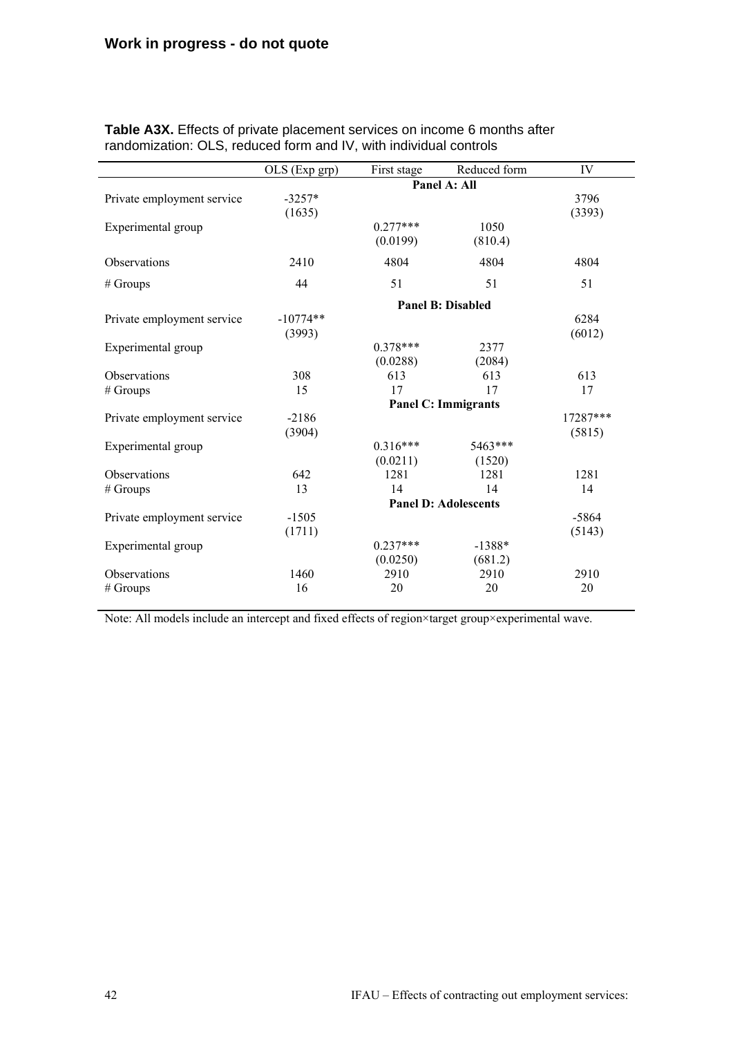**Work in progress - do not quote**

**Table A3X.** Effects of private placement services on income 6 months after randomization: OLS, reduced form and IV, with individual controls

| | OLS (Exp grp) | First stage | Reduced form | IV |
|---|---|---|---|---|
| | | **Panel A: All** | | |
| Private employment service | -3257* | | | 3796 |
| | (1635) | | | (3393) |
| Experimental group | | 0.277*** | 1050 | |
| | | (0.0199) | (810.4) | |
| Observations | 2410 | 4804 | 4804 | 4804 |
| # Groups | 44 | 51 | 51 | 51 |
| | | **Panel B: Disabled** | | |
| Private employment service | -10774** | | | 6284 |
| | (3993) | | | (6012) |
| Experimental group | | 0.378*** | 2377 | |
| | | (0.0288) | (2084) | |
| Observations | 308 | 613 | 613 | 613 |
| # Groups | 15 | 17 | 17 | 17 |
| | | **Panel C: Immigrants** | | |
| Private employment service | -2186 | | | 17287*** |
| | (3904) | | | (5815) |
| Experimental group | | 0.316*** | 5463*** | |
| | | (0.0211) | (1520) | |
| Observations | 642 | 1281 | 1281 | 1281 |
| # Groups | 13 | 14 | 14 | 14 |
| | | **Panel D: Adolescents** | | |
| Private employment service | -1505 | | | -5864 |
| | (1711) | | | (5143) |
| Experimental group | | 0.237*** | -1388* | |
| | | (0.0250) | (681.2) | |
| Observations | 1460 | 2910 | 2910 | 2910 |
| # Groups | 16 | 20 | 20 | 20 |

Note: All models include an intercept and fixed effects of region×target group×experimental wave.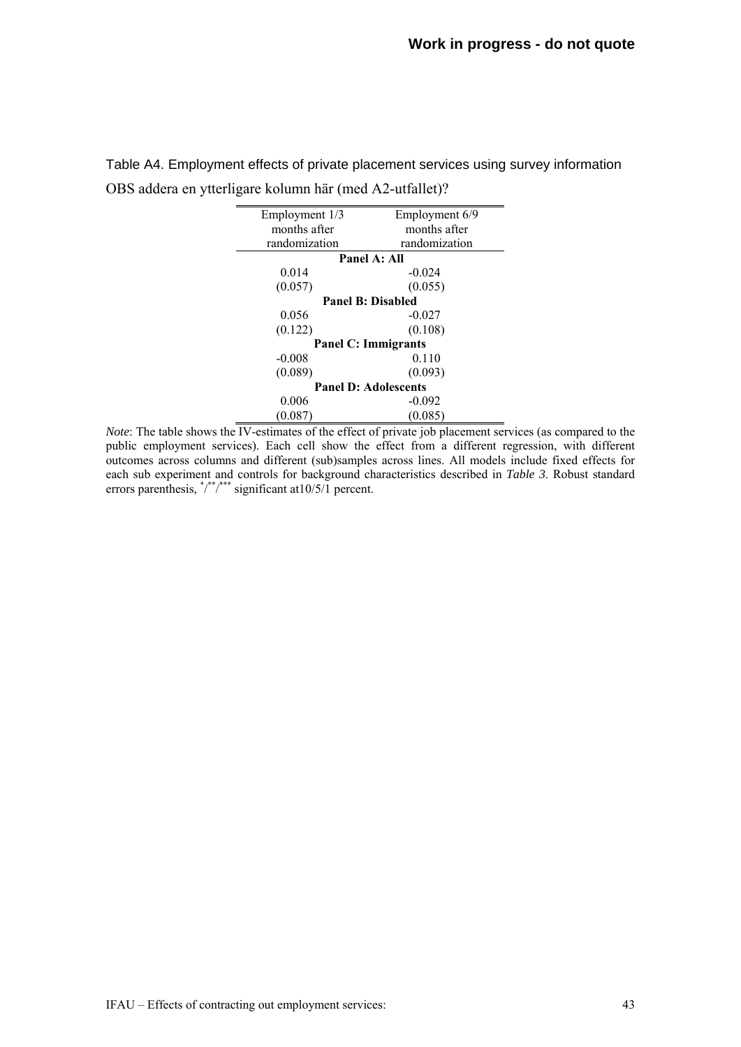Table A4. Employment effects of private placement services using survey information

OBS addera en ytterligare kolumn här (med A2-utfallet)?

| Employment 1/3 months after randomization | Employment 6/9 months after randomization |
|---|---|
| **Panel A: All** | |
| 0.014 | -0.024 |
| (0.057) | (0.055) |
| **Panel B: Disabled** | |
| 0.056 | -0.027 |
| (0.122) | (0.108) |
| **Panel C: Immigrants** | |
| -0.008 | 0.110 |
| (0.089) | (0.093) |
| **Panel D: Adolescents** | |
| 0.006 | -0.092 |
| (0.087) | (0.085) |

*Note*: The table shows the IV-estimates of the effect of private job placement services (as compared to the public employment services). Each cell show the effect from a different regression, with different outcomes across columns and different (sub)samples across lines. All models include fixed effects for each sub experiment and controls for background characteristics described in *Table 3*. Robust standard errors parenthesis, */**/*** significant at10/5/1 percent.